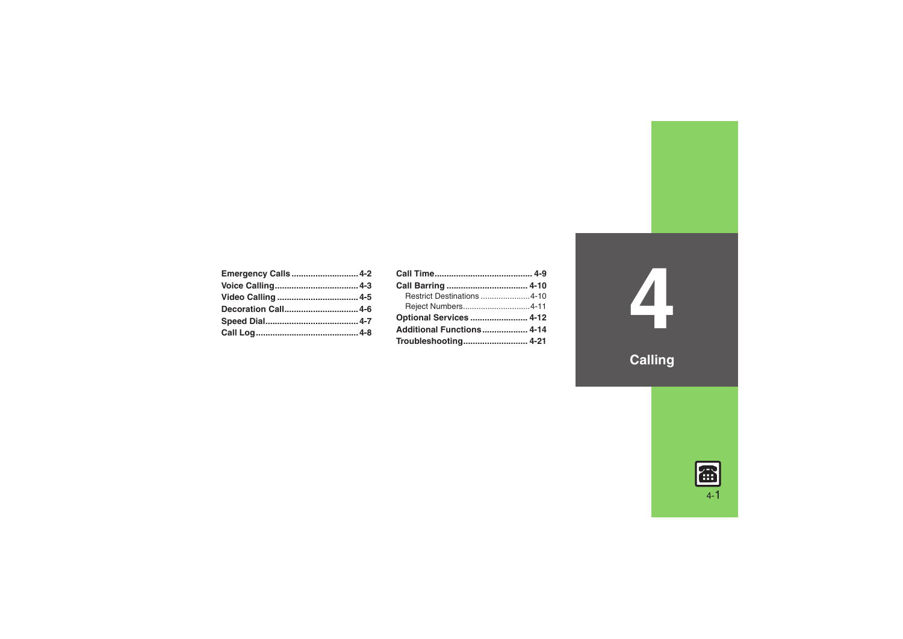# 4 Calling

- **Emergency Calls** ........ 4-2
- **Voice Calling** ........ 4-3
- **Video Calling** ........ 4-5
- **Decoration Call** ........ 4-6
- **Speed Dial** ........ 4-7
- **Call Log** ........ 4-8
- **Call Time** ........ 4-9
- **Call Barring** ........ 4-10
  - Restrict Destinations ........ 4-10
  - Reject Numbers ........ 4-11
- **Optional Services** ........ 4-12
- **Additional Functions** ........ 4-14
- **Troubleshooting** ........ 4-21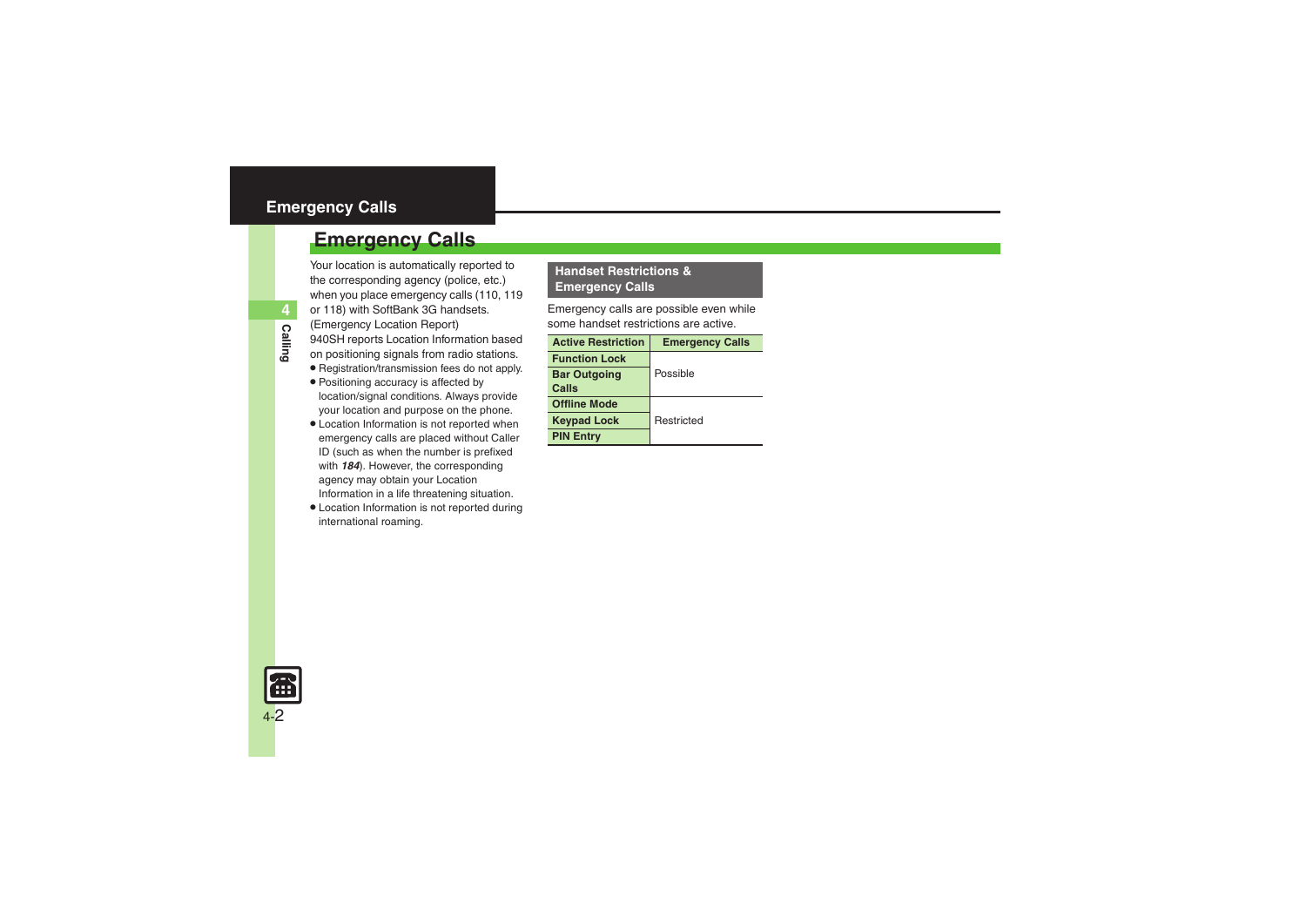# Emergency Calls

Your location is automatically reported to the corresponding agency (police, etc.) when you place emergency calls (110, 119 or 118) with SoftBank 3G handsets. (Emergency Location Report)

940SH reports Location Information based on positioning signals from radio stations.

- Registration/transmission fees do not apply.
- Positioning accuracy is affected by location/signal conditions. Always provide your location and purpose on the phone.
- Location Information is not reported when emergency calls are placed without Caller ID (such as when the number is prefixed with ***184***). However, the corresponding agency may obtain your Location Information in a life threatening situation.
- Location Information is not reported during international roaming.

## Handset Restrictions & Emergency Calls

Emergency calls are possible even while some handset restrictions are active.

| Active Restriction | Emergency Calls |
| --- | --- |
| Function Lock | Possible |
| Bar Outgoing Calls | Possible |
| Offline Mode | Restricted |
| Keypad Lock | Restricted |
| PIN Entry | Restricted |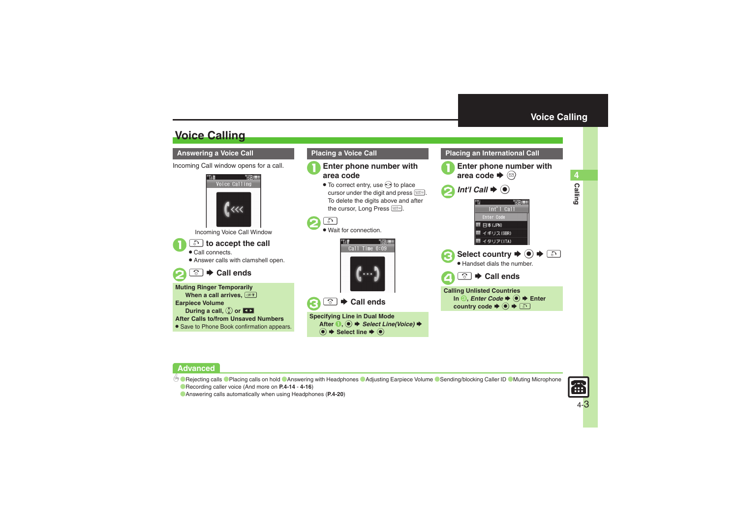# Voice Calling

## Answering a Voice Call

Incoming Call window opens for a call.

Incoming Voice Call Window

1. to accept the call
   - Call connects.
   - Answer calls with clamshell open.
2. ➡ Call ends

**Muting Ringer Temporarily**
When a call arrives,

**Earpiece Volume**
During a call, or

**After Calls to/from Unsaved Numbers**
- Save to Phone Book confirmation appears.

## Placing a Voice Call

1. Enter phone number with area code
   - To correct entry, use to place cursor under the digit and press . To delete the digits above and after the cursor, Long Press .
2. 
   - Wait for connection.
3. ➡ Call ends

**Specifying Line in Dual Mode**
After 1, ➡ *Select Line(Voice)* ➡ ➡ Select line ➡

## Placing an International Call

1. Enter phone number with area code ➡
2. *Int'l Call* ➡
3. Select country ➡ ➡
   - Handset dials the number.
4. ➡ Call ends

**Calling Unlisted Countries**
In 3, *Enter Code* ➡ ➡ Enter country code ➡ ➡

## Advanced

Rejecting calls · Placing calls on hold · Answering with Headphones · Adjusting Earpiece Volume · Sending/blocking Caller ID · Muting Microphone · Recording caller voice (And more on **P.4-14** - **4-16**)
· Answering calls automatically when using Headphones (**P.4-20**)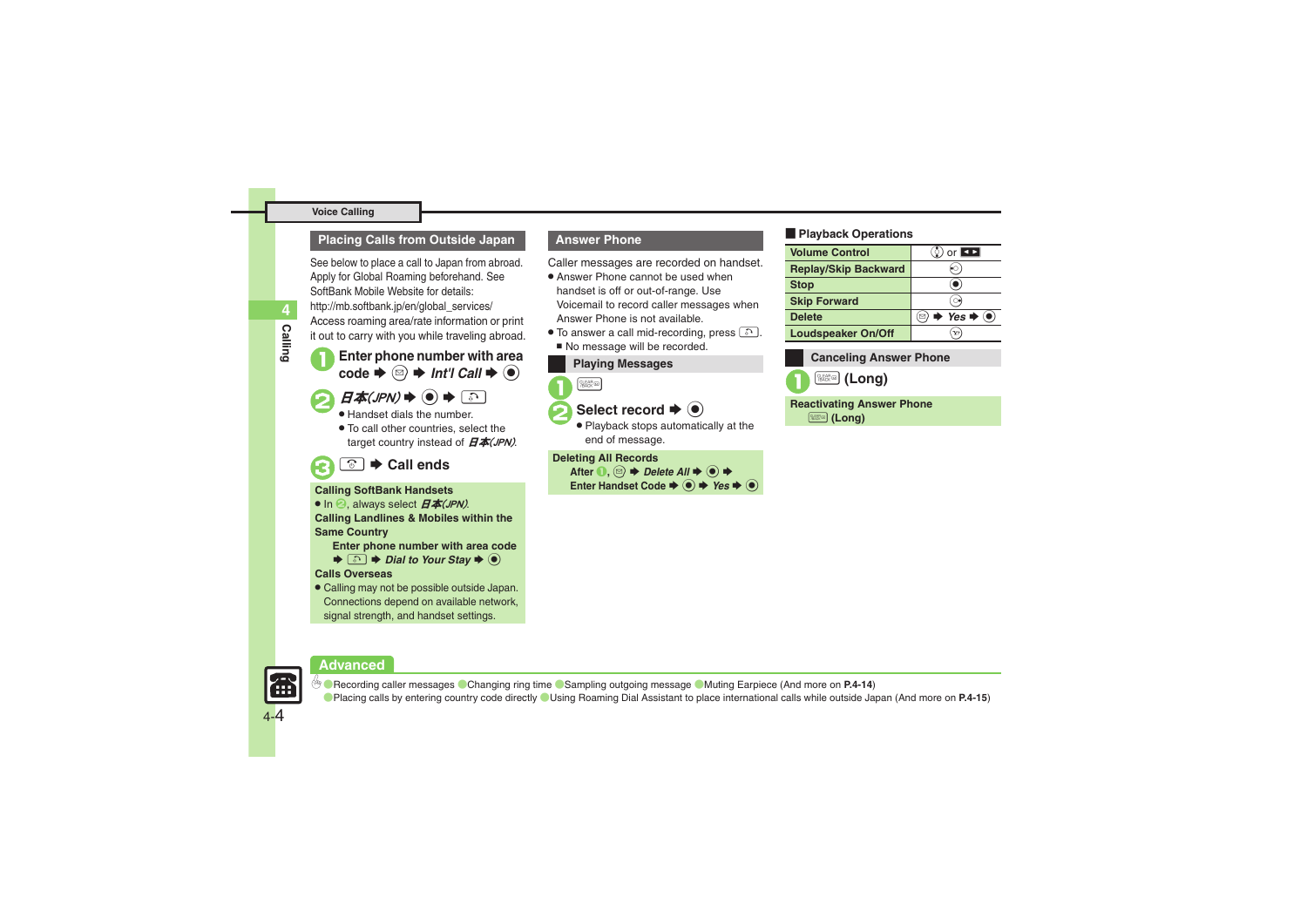## Placing Calls from Outside Japan

See below to place a call to Japan from abroad. Apply for Global Roaming beforehand. See SoftBank Mobile Website for details:
http://mb.softbank.jp/en/global_services/
Access roaming area/rate information or print it out to carry with you while traveling abroad.

1. **Enter phone number with area code ➡ ✉ ➡ *Int'l Call* ➡ ●**
2. ***日本(JPN)* ➡ ● ➡ ☎**
   - Handset dials the number.
   - To call other countries, select the target country instead of *日本(JPN)*.
3. **☎ ➡ Call ends**

**Calling SoftBank Handsets**
- In 2, always select *日本(JPN)*.

**Calling Landlines & Mobiles within the Same Country**
Enter phone number with area code ➡ ☎ ➡ *Dial to Your Stay* ➡ ●

**Calls Overseas**
- Calling may not be possible outside Japan. Connections depend on available network, signal strength, and handset settings.

## Answer Phone

Caller messages are recorded on handset.
- Answer Phone cannot be used when handset is off or out-of-range. Use Voicemail to record caller messages when Answer Phone is not available.
- To answer a call mid-recording, press ☎.
  - No message will be recorded.

### Playing Messages

1. CLEAR/BACK
2. **Select record ➡ ●**
   - Playback stops automatically at the end of message.

**Deleting All Records**
After 1, ✉ ➡ *Delete All* ➡ ● ➡ Enter Handset Code ➡ ● ➡ *Yes* ➡ ●

### Playback Operations

| | |
|---|---|
| Volume Control | ↕ or ◀▶ |
| Replay/Skip Backward | ◀ |
| Stop | ● |
| Skip Forward | ▶ |
| Delete | ✉ ➡ *Yes* ➡ ● |
| Loudspeaker On/Off | Y! |

### Canceling Answer Phone

1. **CLEAR/BACK (Long)**

**Reactivating Answer Phone**
CLEAR/BACK (Long)

## Advanced

- Recording caller messages
- Changing ring time
- Sampling outgoing message
- Muting Earpiece (And more on **P.4-14**)
- Placing calls by entering country code directly
- Using Roaming Dial Assistant to place international calls while outside Japan (And more on **P.4-15**)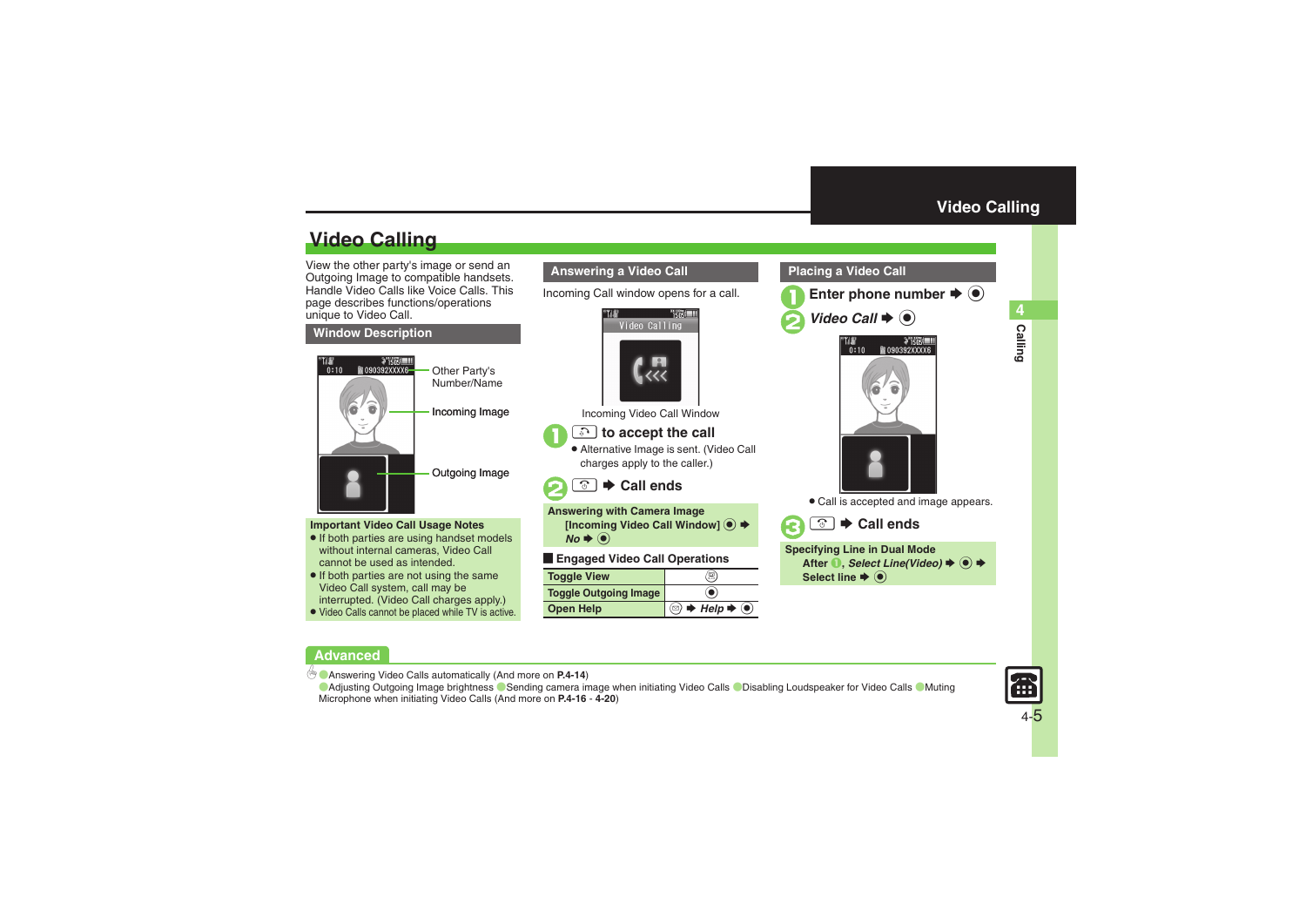# Video Calling

View the other party's image or send an Outgoing Image to compatible handsets. Handle Video Calls like Voice Calls. This page describes functions/operations unique to Video Call.

## Window Description

Other Party's Number/Name

Incoming Image

Outgoing Image

**Important Video Call Usage Notes**

- If both parties are using handset models without internal cameras, Video Call cannot be used as intended.
- If both parties are not using the same Video Call system, call may be interrupted. (Video Call charges apply.)
- Video Calls cannot be placed while TV is active.

## Answering a Video Call

Incoming Call window opens for a call.

Incoming Video Call Window

1. to accept the call
   - Alternative Image is sent. (Video Call charges apply to the caller.)
2. ➡ Call ends

**Answering with Camera Image**
[Incoming Video Call Window] ● ➡ *No* ➡ ●

**Engaged Video Call Operations**

| Toggle View | |
|---|---|
| Toggle Outgoing Image | ● |
| Open Help | ➡ *Help* ➡ ● |

## Placing a Video Call

1. Enter phone number ➡ ●
2. *Video Call* ➡ ●
   - Call is accepted and image appears.
3. ➡ Call ends

**Specifying Line in Dual Mode**
After 1, *Select Line(Video)* ➡ ● ➡ Select line ➡ ●

## Advanced

- Answering Video Calls automatically (And more on **P.4-14**)
- Adjusting Outgoing Image brightness
- Sending camera image when initiating Video Calls
- Disabling Loudspeaker for Video Calls
- Muting Microphone when initiating Video Calls (And more on **P.4-16** - **4-20**)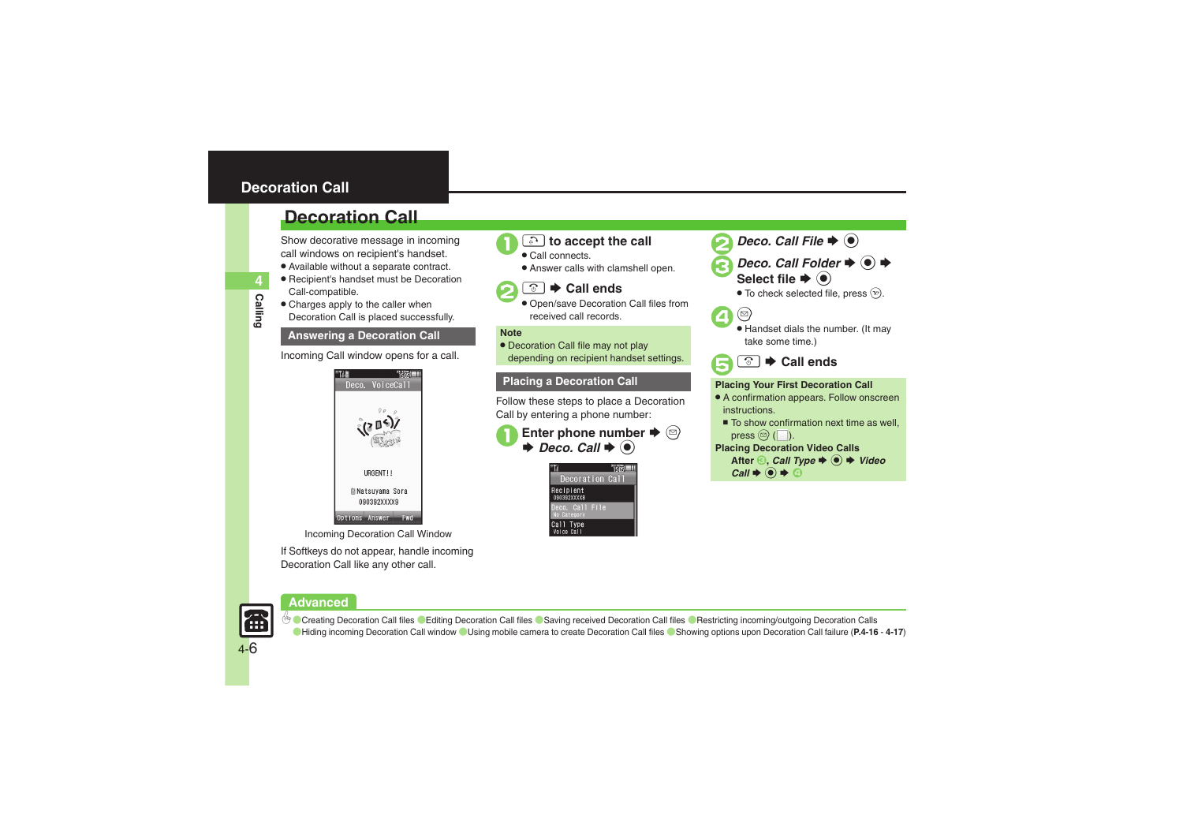# Decoration Call

Show decorative message in incoming call windows on recipient's handset.

- Available without a separate contract.
- Recipient's handset must be Decoration Call-compatible.
- Charges apply to the caller when Decoration Call is placed successfully.

## Answering a Decoration Call

Incoming Call window opens for a call.

Deco. VoiceCall

URGENT!!

Natsuyama Sora
090392XXXX9

Options Answer Fwd

Incoming Decoration Call Window

If Softkeys do not appear, handle incoming Decoration Call like any other call.

**1** to accept the call

- Call connects.
- Answer calls with clamshell open.

**2** ➡ **Call ends**

- Open/save Decoration Call files from received call records.

**Note**

- Decoration Call file may not play depending on recipient handset settings.

## Placing a Decoration Call

Follow these steps to place a Decoration Call by entering a phone number:

**1** **Enter phone number** ➡ ➡ ***Deco. Call*** ➡ ●

Decoration Call
Recipient
090392XXXX8
Deco. Call File
No Category
Call Type
Voice Call

**2** ***Deco. Call File*** ➡ ●

**3** ***Deco. Call Folder*** ➡ ● ➡ **Select file** ➡ ●

- To check selected file, press .

**4**

- Handset dials the number. (It may take some time.)

**5** ➡ **Call ends**

**Placing Your First Decoration Call**

- A confirmation appears. Follow onscreen instructions.
  - To show confirmation next time as well, press ( ).

**Placing Decoration Video Calls**

After **3**, ***Call Type*** ➡ ● ➡ ***Video Call*** ➡ ● ➡ **4**

## Advanced

Creating Decoration Call files ● Editing Decoration Call files ● Saving received Decoration Call files ● Restricting incoming/outgoing Decoration Calls ● Hiding incoming Decoration Call window ● Using mobile camera to create Decoration Call files ● Showing options upon Decoration Call failure (**P.4-16** - **4-17**)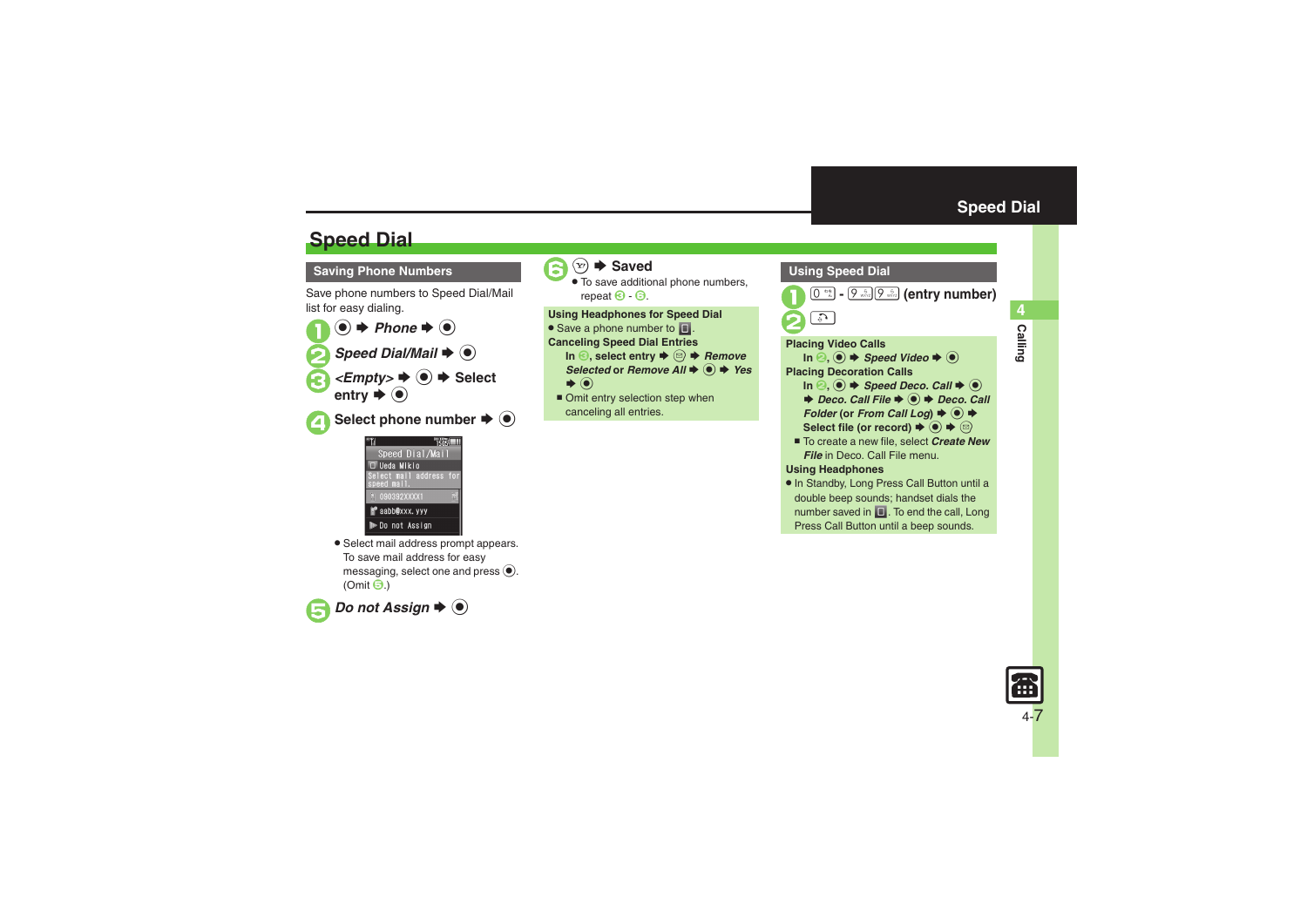# Speed Dial

## Saving Phone Numbers

Save phone numbers to Speed Dial/Mail list for easy dialing.

1. ● ➡ *Phone* ➡ ●
2. *Speed Dial/Mail* ➡ ●
3. *<Empty>* ➡ ● ➡ Select entry ➡ ●
4. Select phone number ➡ ●
   - Select mail address prompt appears. To save mail address for easy messaging, select one and press ●. (Omit 5.)
5. *Do not Assign* ➡ ●
6. ➡ Saved
   - To save additional phone numbers, repeat 3 - 6.

**Using Headphones for Speed Dial**

- Save a phone number to ▯.

**Canceling Speed Dial Entries**

In 3, select entry ➡ ➡ *Remove Selected* or *Remove All* ➡ ● ➡ *Yes* ➡ ●

- Omit entry selection step when canceling all entries.

## Using Speed Dial

1. 0 - 9 9 (entry number)
2. 

**Placing Video Calls**

In 2, ● ➡ *Speed Video* ➡ ●

**Placing Decoration Calls**

In 2, ● ➡ *Speed Deco. Call* ➡ ● ➡ *Deco. Call File* ➡ ● ➡ *Deco. Call Folder* (or *From Call Log*) ➡ ● ➡ Select file (or record) ➡ ● ➡

- To create a new file, select *Create New File* in Deco. Call File menu.

**Using Headphones**

- In Standby, Long Press Call Button until a double beep sounds; handset dials the number saved in ▯. To end the call, Long Press Call Button until a beep sounds.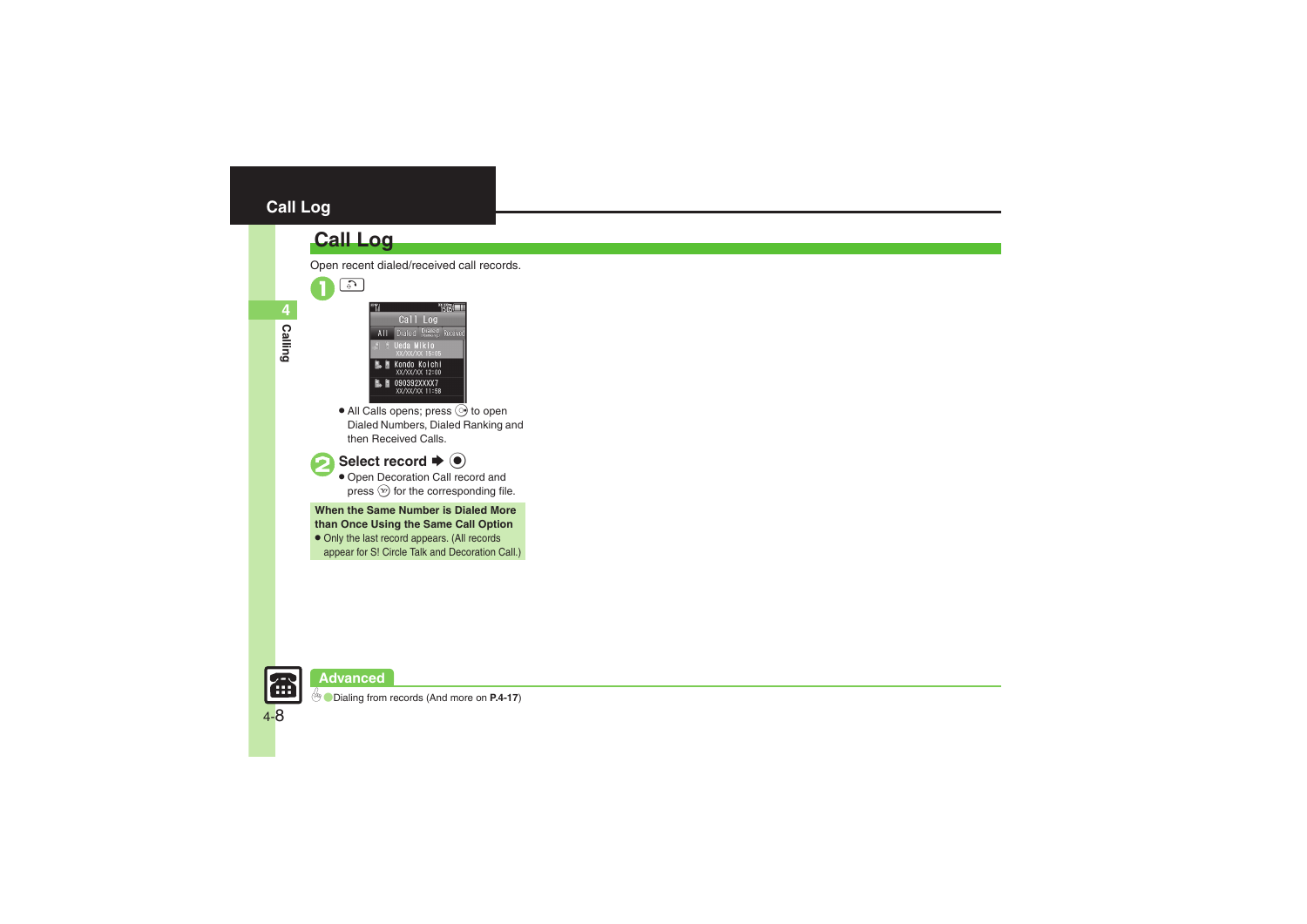## Call Log

Open recent dialed/received call records.

**1** [key]

- All Calls opens; press [key] to open Dialed Numbers, Dialed Ranking and then Received Calls.

**2** **Select record ➡ [●]**

- Open Decoration Call record and press [key] for the corresponding file.

**When the Same Number is Dialed More than Once Using the Same Call Option**

- Only the last record appears. (All records appear for S! Circle Talk and Decoration Call.)

**Advanced**

Dialing from records (And more on **P.4-17**)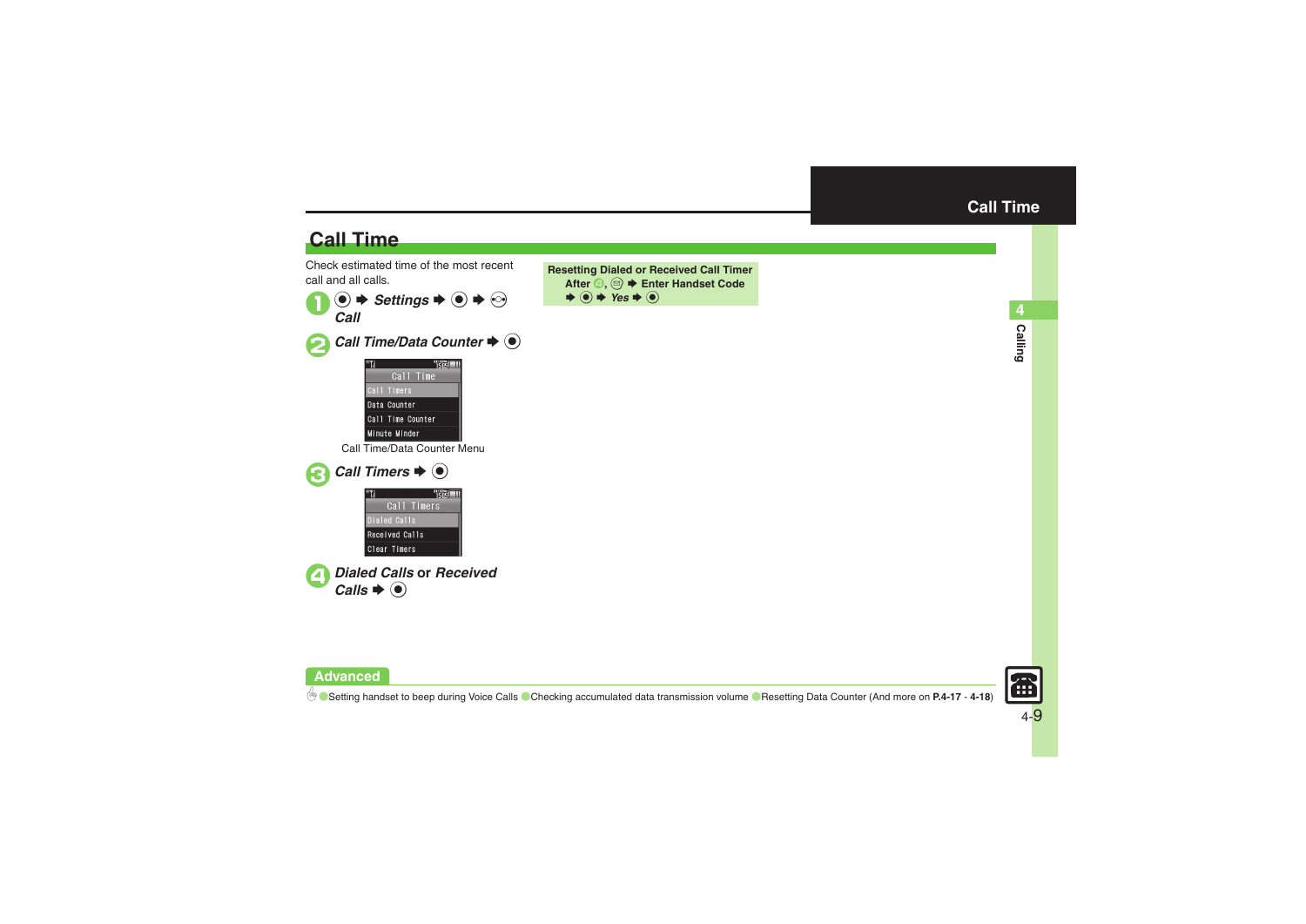# Call Time

Check estimated time of the most recent call and all calls.

1. ● ➡ *Settings* ➡ ● ➡ ⊙ *Call*
2. *Call Time/Data Counter* ➡ ●

   Call Time/Data Counter Menu

3. *Call Timers* ➡ ●
4. *Dialed Calls* or *Received Calls* ➡ ●

**Resetting Dialed or Received Call Timer**
**After 4, ✉ ➡ Enter Handset Code ➡ ● ➡ *Yes* ➡ ●**

## Advanced

●Setting handset to beep during Voice Calls ●Checking accumulated data transmission volume ●Resetting Data Counter (And more on **P.4-17** - **4-18**)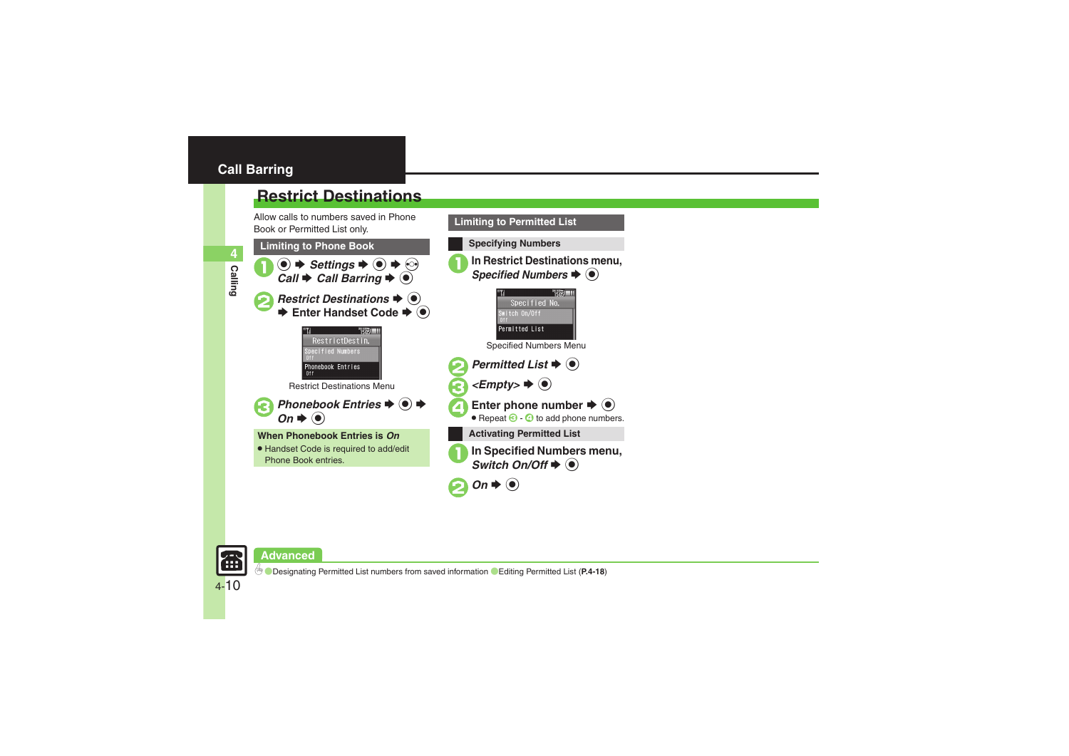## Call Barring

# Restrict Destinations

Allow calls to numbers saved in Phone Book or Permitted List only.

### Limiting to Phone Book

1. ● ➡ *Settings* ➡ ● ➡ ◉ *Call* ➡ *Call Barring* ➡ ●
2. *Restrict Destinations* ➡ ● ➡ Enter Handset Code ➡ ●

RestrictDestin.
Specified Numbers
Off
Phonebook Entries
Off

Restrict Destinations Menu

3. *Phonebook Entries* ➡ ● ➡ *On* ➡ ●

**When Phonebook Entries is *On***

- Handset Code is required to add/edit Phone Book entries.

### Limiting to Permitted List

#### Specifying Numbers

1. In Restrict Destinations menu, *Specified Numbers* ➡ ●

Specified No.
Switch On/Off
Off
Permitted List

Specified Numbers Menu

2. *Permitted List* ➡ ●
3. *<Empty>* ➡ ●
4. Enter phone number ➡ ●
   - Repeat 3 - 4 to add phone numbers.

#### Activating Permitted List

1. In Specified Numbers menu, *Switch On/Off* ➡ ●
2. *On* ➡ ●

**Advanced**

Designating Permitted List numbers from saved information Editing Permitted List (**P.4-18**)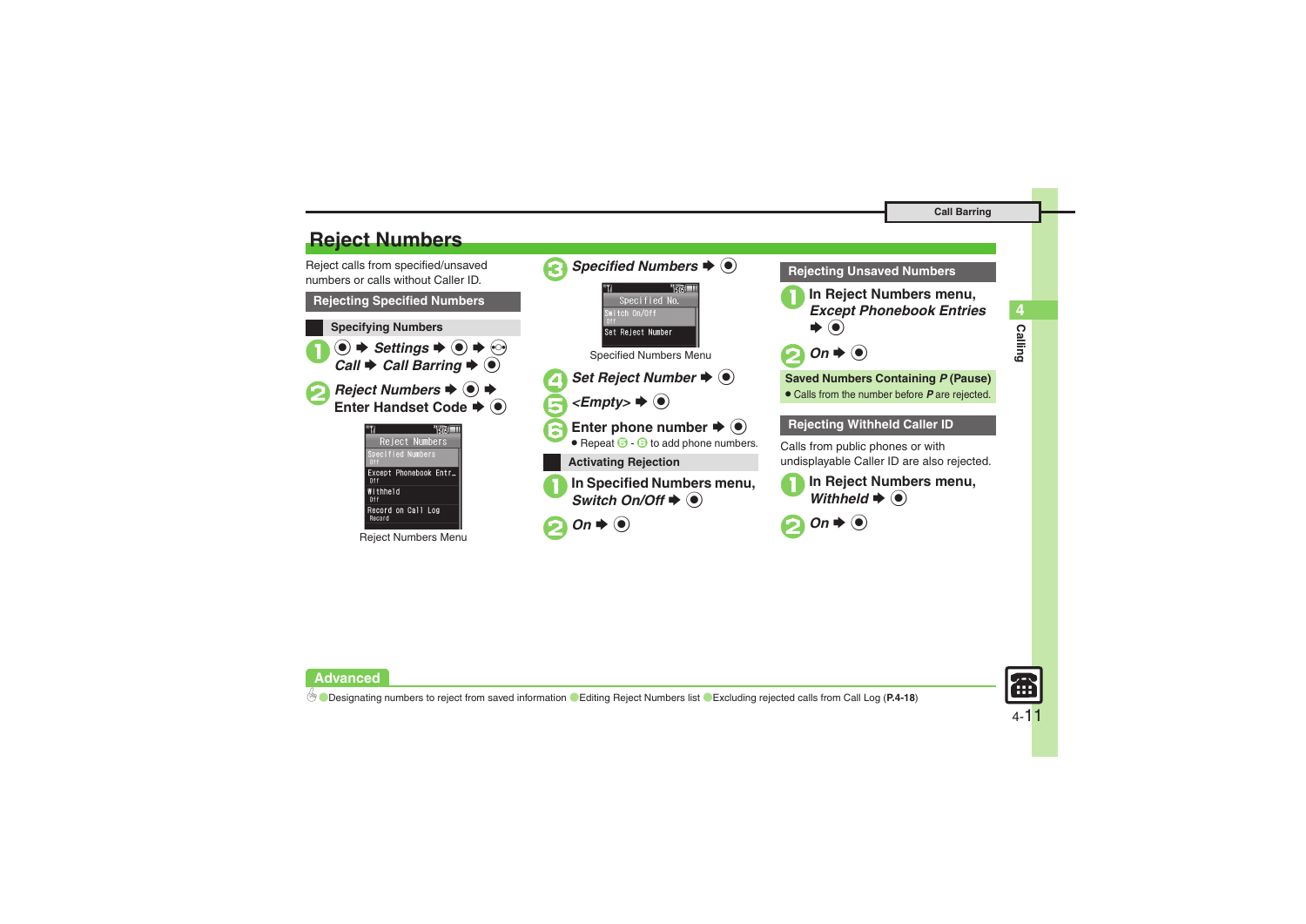# Reject Numbers

Reject calls from specified/unsaved numbers or calls without Caller ID.

## Rejecting Specified Numbers

### Specifying Numbers

1. ● ➡ *Settings* ➡ ● ➡ ⊙ *Call* ➡ *Call Barring* ➡ ●
2. *Reject Numbers* ➡ ● ➡ Enter Handset Code ➡ ●

Reject Numbers Menu

3. *Specified Numbers* ➡ ●

Specified Numbers Menu

4. *Set Reject Number* ➡ ●
5. *<Empty>* ➡ ●
6. Enter phone number ➡ ●
   - Repeat 5 - 6 to add phone numbers.

### Activating Rejection

1. In Specified Numbers menu, *Switch On/Off* ➡ ●
2. *On* ➡ ●

## Rejecting Unsaved Numbers

1. In Reject Numbers menu, *Except Phonebook Entries* ➡ ●
2. *On* ➡ ●

**Saved Numbers Containing *P* (Pause)**

- Calls from the number before ***P*** are rejected.

## Rejecting Withheld Caller ID

Calls from public phones or with undisplayable Caller ID are also rejected.

1. In Reject Numbers menu, *Withheld* ➡ ●
2. *On* ➡ ●

**Advanced**

Designating numbers to reject from saved information / Editing Reject Numbers list / Excluding rejected calls from Call Log (**P.4-18**)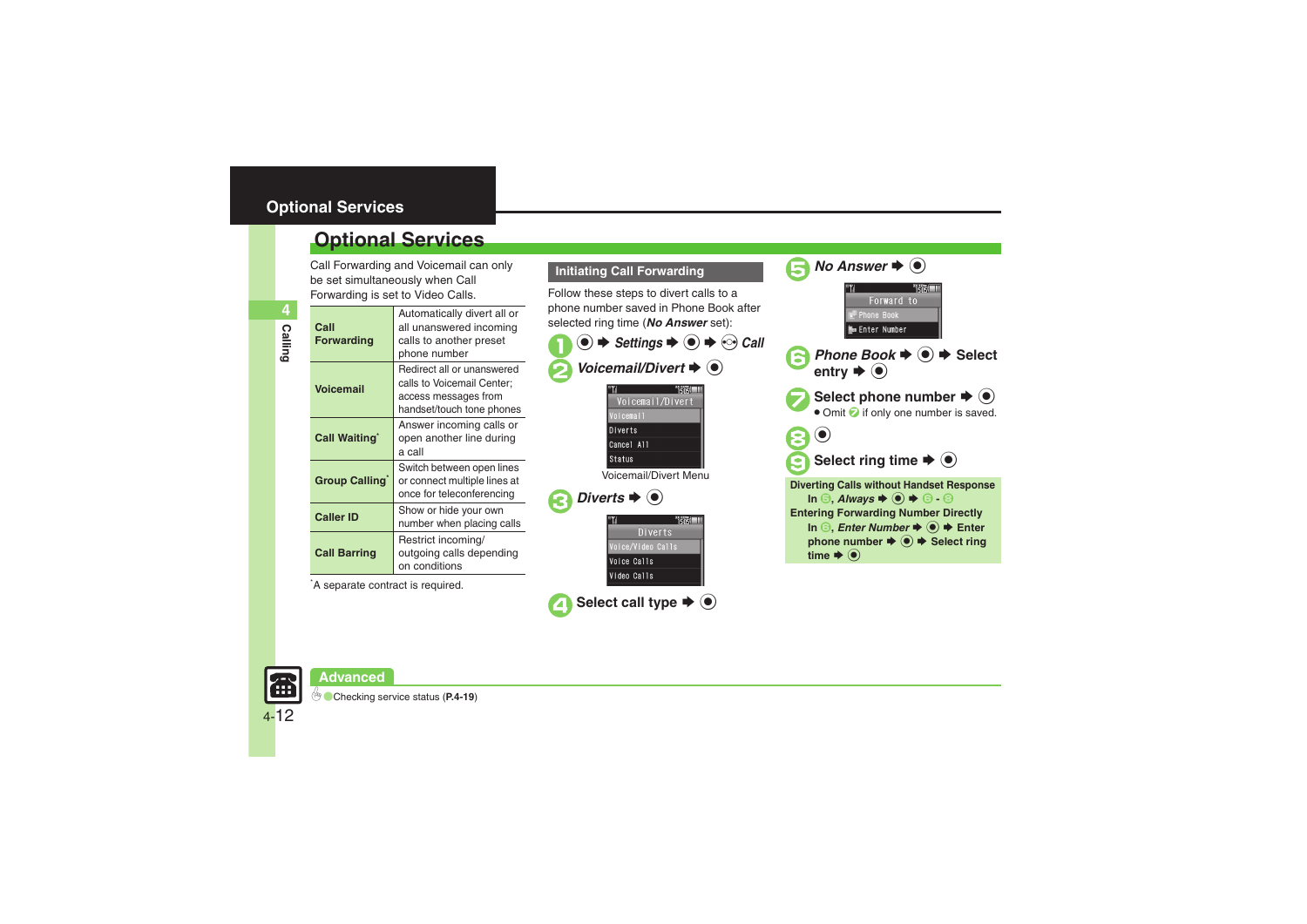# Optional Services

Call Forwarding and Voicemail can only be set simultaneously when Call Forwarding is set to Video Calls.

| | |
|---|---|
| **Call Forwarding** | Automatically divert all or all unanswered incoming calls to another preset phone number |
| **Voicemail** | Redirect all or unanswered calls to Voicemail Center; access messages from handset/touch tone phones |
| **Call Waiting*** | Answer incoming calls or open another line during a call |
| **Group Calling*** | Switch between open lines or connect multiple lines at once for teleconferencing |
| **Caller ID** | Show or hide your own number when placing calls |
| **Call Barring** | Restrict incoming/outgoing calls depending on conditions |

*A separate contract is required.

## Initiating Call Forwarding

Follow these steps to divert calls to a phone number saved in Phone Book after selected ring time (***No Answer*** set):

1. ● ➡ ***Settings*** ➡ ● ➡ ***Call***
2. ***Voicemail/Divert*** ➡ ●

   Voicemail/Divert Menu

3. ***Diverts*** ➡ ●
4. **Select call type** ➡ ●
5. ***No Answer*** ➡ ●
6. ***Phone Book*** ➡ ● ➡ **Select entry** ➡ ●
7. **Select phone number** ➡ ●
   - Omit 7 if only one number is saved.
8. ●
9. **Select ring time** ➡ ●

**Diverting Calls without Handset Response**
In 5, ***Always*** ➡ ● ➡ 6 - 8

**Entering Forwarding Number Directly**
In 6, ***Enter Number*** ➡ ● ➡ **Enter phone number** ➡ ● ➡ **Select ring time** ➡ ●

**Advanced**

Checking service status (**P.4-19**)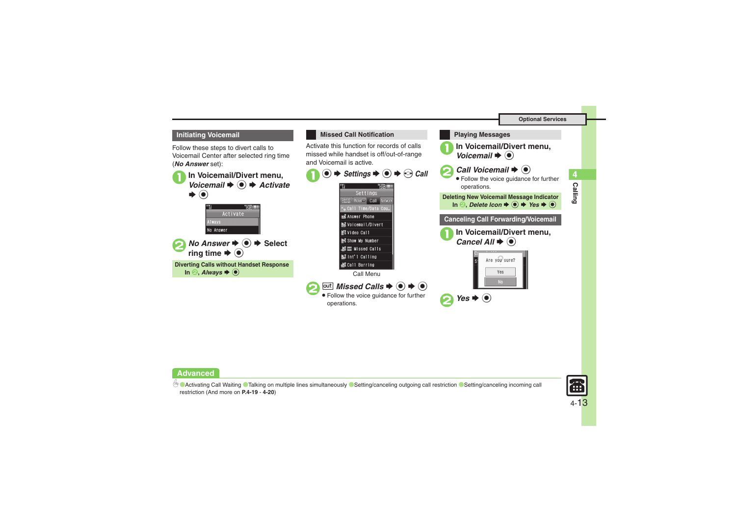## Initiating Voicemail

Follow these steps to divert calls to Voicemail Center after selected ring time (***No Answer*** set):

1. In Voicemail/Divert menu, ***Voicemail*** ➡ ◉ ➡ ***Activate*** ➡ ◉

   Activate
   Always
   No Answer

2. ***No Answer*** ➡ ◉ ➡ Select ring time ➡ ◉

**Diverting Calls without Handset Response**
In 2, ***Always*** ➡ ◉

## Missed Call Notification

Activate this function for records of calls missed while handset is off/out-of-range and Voicemail is active.

1. ◉ ➡ ***Settings*** ➡ ◉ ➡ ◉ ***Call***

   Settings
   Call Time/Data Cou...
   Answer Phone
   Voicemail/Divert
   Video Call
   Show My Number
   Missed Calls
   Int'l Calling
   Call Barring

   Call Menu

2. out ***Missed Calls*** ➡ ◉ ➡ ◉
   - Follow the voice guidance for further operations.

## Playing Messages

1. In Voicemail/Divert menu, ***Voicemail*** ➡ ◉
2. ***Call Voicemail*** ➡ ◉
   - Follow the voice guidance for further operations.

**Deleting New Voicemail Message Indicator**
In 2, ***Delete Icon*** ➡ ◉ ➡ ***Yes*** ➡ ◉

## Canceling Call Forwarding/Voicemail

1. In Voicemail/Divert menu, ***Cancel All*** ➡ ◉

   Are you sure?
   Yes
   No

2. ***Yes*** ➡ ◉

**Advanced**

● Activating Call Waiting ● Talking on multiple lines simultaneously ● Setting/canceling outgoing call restriction ● Setting/canceling incoming call restriction (And more on **P.4-19** - **4-20**)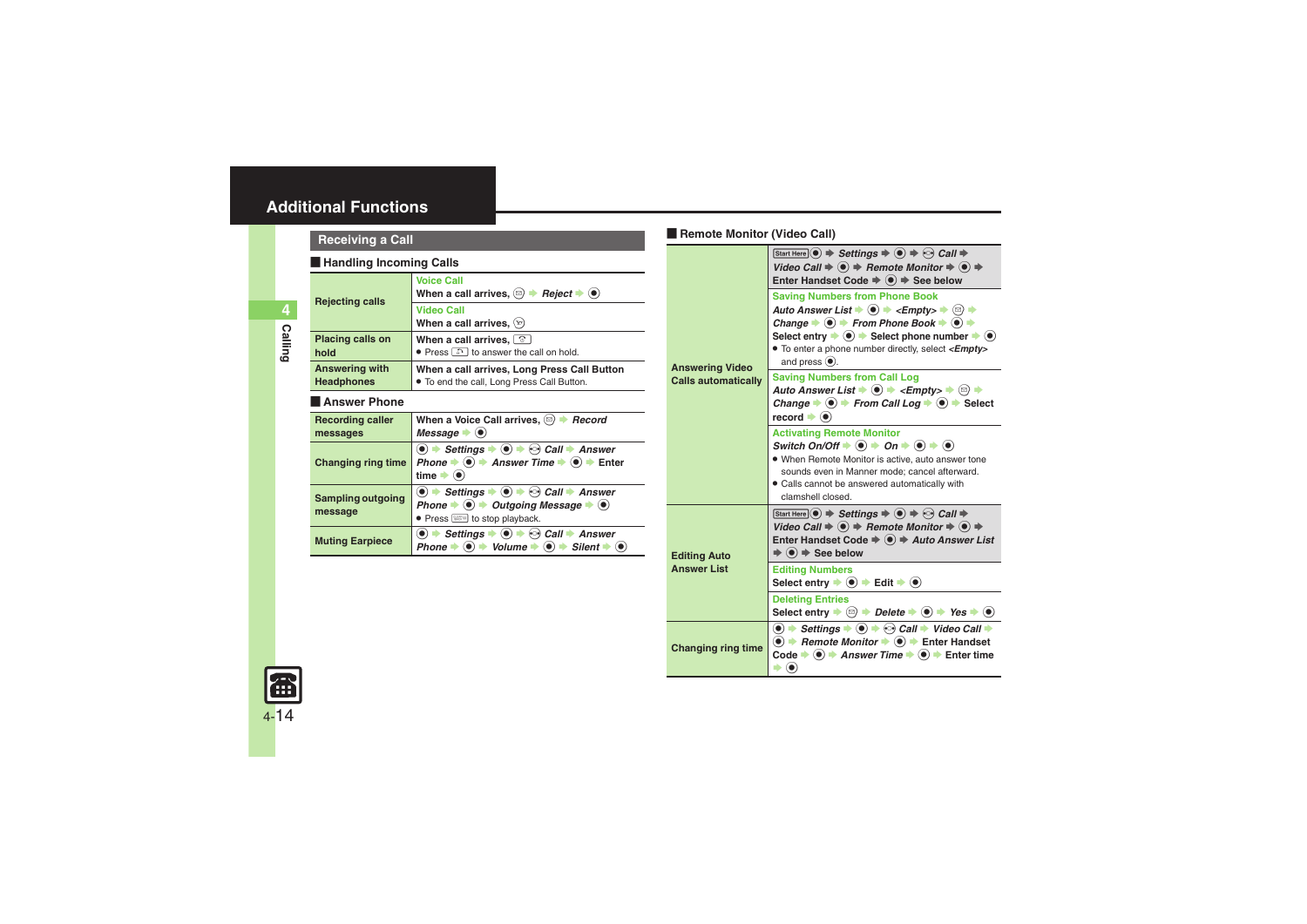# Additional Functions

## Receiving a Call

### Handling Incoming Calls

| | |
|---|---|
| Rejecting calls | **Voice Call**<br>When a call arrives, ⊜ ➡ *Reject* ➡ ◉<br>**Video Call**<br>When a call arrives, ⊛ |
| Placing calls on hold | When a call arrives, ⌂<br>● Press ⌂ to answer the call on hold. |
| Answering with Headphones | When a call arrives, Long Press Call Button<br>● To end the call, Long Press Call Button. |

### Answer Phone

| | |
|---|---|
| Recording caller messages | When a Voice Call arrives, ⊜ ➡ *Record Message* ➡ ◉ |
| Changing ring time | ◉ ➡ *Settings* ➡ ◉ ➡ ⊙ *Call* ➡ *Answer Phone* ➡ ◉ ➡ *Answer Time* ➡ ◉ ➡ Enter time ➡ ◉ |
| Sampling outgoing message | ◉ ➡ *Settings* ➡ ◉ ➡ ⊙ *Call* ➡ *Answer Phone* ➡ ◉ ➡ *Outgoing Message* ➡ ◉<br>● Press ⌂ to stop playback. |
| Muting Earpiece | ◉ ➡ *Settings* ➡ ◉ ➡ ⊙ *Call* ➡ *Answer Phone* ➡ ◉ ➡ *Volume* ➡ ◉ ➡ *Silent* ➡ ◉ |

### Remote Monitor (Video Call)

| | |
|---|---|
| Answering Video Calls automatically | Start Here ◉ ➡ *Settings* ➡ ◉ ➡ ⊙ *Call* ➡ *Video Call* ➡ ◉ ➡ *Remote Monitor* ➡ ◉ ➡ Enter Handset Code ➡ ◉ ➡ See below<br>**Saving Numbers from Phone Book**<br>*Auto Answer List* ➡ ◉ ➡ *<Empty>* ➡ ⊜ ➡ *Change* ➡ ◉ ➡ *From Phone Book* ➡ ◉ ➡ Select entry ➡ ◉ ➡ Select phone number ➡ ◉<br>● To enter a phone number directly, select *<Empty>* and press ◉.<br>**Saving Numbers from Call Log**<br>*Auto Answer List* ➡ ◉ ➡ *<Empty>* ➡ ⊜ ➡ *Change* ➡ ◉ ➡ *From Call Log* ➡ ◉ ➡ Select record ➡ ◉<br>**Activating Remote Monitor**<br>*Switch On/Off* ➡ ◉ ➡ *On* ➡ ◉ ➡ ◉<br>● When Remote Monitor is active, auto answer tone sounds even in Manner mode; cancel afterward.<br>● Calls cannot be answered automatically with clamshell closed. |
| Editing Auto Answer List | Start Here ◉ ➡ *Settings* ➡ ◉ ➡ ⊙ *Call* ➡ *Video Call* ➡ ◉ ➡ *Remote Monitor* ➡ ◉ ➡ Enter Handset Code ➡ ◉ ➡ *Auto Answer List* ➡ ◉ ➡ See below<br>**Editing Numbers**<br>Select entry ➡ ◉ ➡ Edit ➡ ◉<br>**Deleting Entries**<br>Select entry ➡ ⊜ ➡ *Delete* ➡ ◉ ➡ *Yes* ➡ ◉ |
| Changing ring time | ◉ ➡ *Settings* ➡ ◉ ➡ ⊙ *Call* ➡ *Video Call* ➡ ◉ ➡ *Remote Monitor* ➡ ◉ ➡ Enter Handset Code ➡ ◉ ➡ *Answer Time* ➡ ◉ ➡ Enter time ➡ ◉ |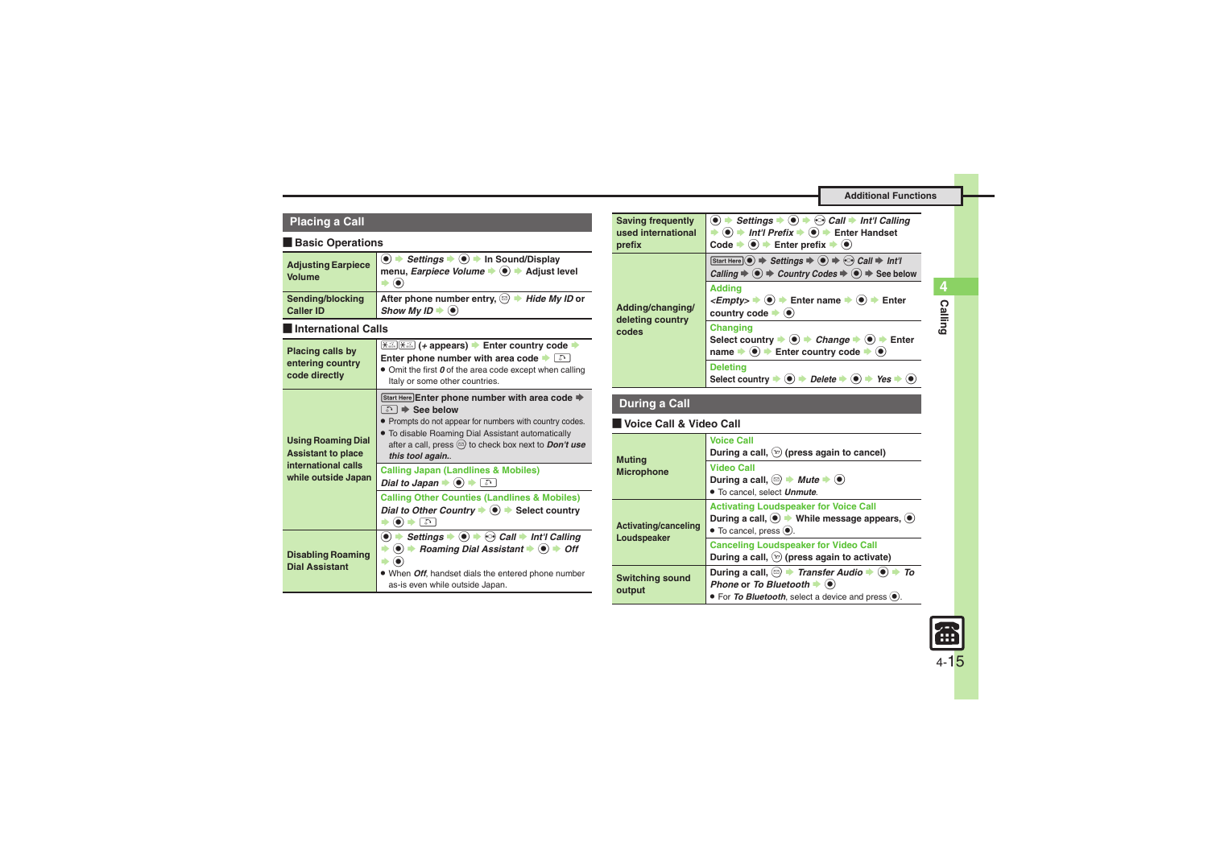Additional Functions

## Placing a Call

### Basic Operations

| | |
|---|---|
| Adjusting Earpiece Volume | ● ➡ *Settings* ➡ ● ➡ In Sound/Display menu, *Earpiece Volume* ➡ ● ➡ Adjust level ➡ ● |
| Sending/blocking Caller ID | After phone number entry, ☰ ➡ *Hide My ID* or *Show My ID* ➡ ● |

### International Calls

| | |
|---|---|
| Placing calls by entering country code directly | ✱ ✱ (+ appears) ➡ Enter country code ➡ Enter phone number with area code ➡ ☎<br>● Omit the first *0* of the area code except when calling Italy or some other countries. |
| Using Roaming Dial Assistant to place international calls while outside Japan | Start Here Enter phone number with area code ➡ ☎ ➡ See below<br>● Prompts do not appear for numbers with country codes.<br>● To disable Roaming Dial Assistant automatically after a call, press ☰ to check box next to *Don't use this tool again.*. |
| | **Calling Japan (Landlines & Mobiles)**<br>*Dial to Japan* ➡ ● ➡ ☎ |
| | **Calling Other Counties (Landlines & Mobiles)**<br>*Dial to Other Country* ➡ ● ➡ Select country ➡ ● ➡ ☎ |
| Disabling Roaming Dial Assistant | ● ➡ *Settings* ➡ ● ➡ ⊙ *Call* ➡ *Int'l Calling* ➡ ● ➡ *Roaming Dial Assistant* ➡ ● ➡ *Off* ➡ ●<br>● When *Off*, handset dials the entered phone number as-is even while outside Japan. |

| | |
|---|---|
| Saving frequently used international prefix | ● ➡ *Settings* ➡ ● ➡ ⊙ *Call* ➡ *Int'l Calling* ➡ ● ➡ *Int'l Prefix* ➡ ● ➡ Enter Handset Code ➡ ● ➡ Enter prefix ➡ ● |
| Adding/changing/deleting country codes | Start Here ● ➡ *Settings* ➡ ● ➡ ⊙ *Call* ➡ *Int'l Calling* ➡ ● ➡ *Country Codes* ➡ ● ➡ See below |
| | **Adding**<br>*<Empty>* ➡ ● ➡ Enter name ➡ ● ➡ Enter country code ➡ ● |
| | **Changing**<br>Select country ➡ ● ➡ *Change* ➡ ● ➡ Enter name ➡ ● ➡ Enter country code ➡ ● |
| | **Deleting**<br>Select country ➡ ● ➡ *Delete* ➡ ● ➡ *Yes* ➡ ● |

## During a Call

### Voice Call & Video Call

| | |
|---|---|
| Muting Microphone | **Voice Call**<br>During a call, ☺ (press again to cancel) |
| | **Video Call**<br>During a call, ☰ ➡ *Mute* ➡ ●<br>● To cancel, select *Unmute*. |
| Activating/canceling Loudspeaker | **Activating Loudspeaker for Voice Call**<br>During a call, ● ➡ While message appears, ●<br>● To cancel, press ●. |
| | **Canceling Loudspeaker for Video Call**<br>During a call, ☺ (press again to activate) |
| Switching sound output | During a call, ☰ ➡ *Transfer Audio* ➡ ● ➡ *To Phone* or *To Bluetooth* ➡ ●<br>● For *To Bluetooth*, select a device and press ●. |

4 Calling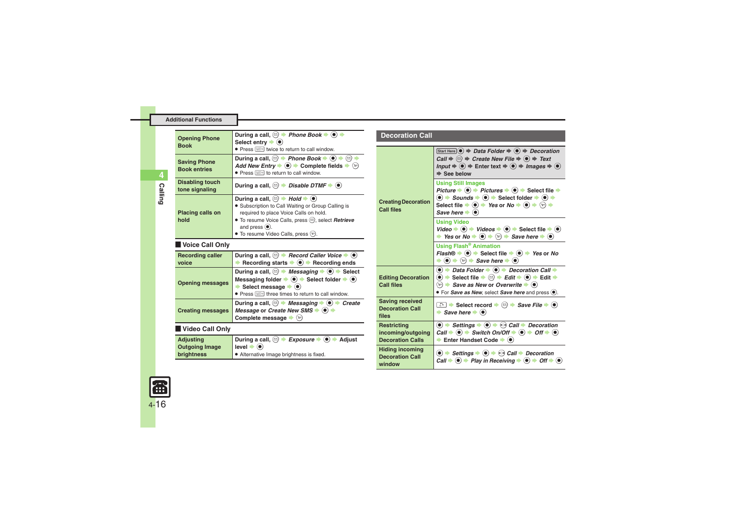| | |
|---|---|
| **Opening Phone Book** | During a call, ⊜ → *Phone Book* → ◉ → Select entry → ◉<br>● Press ⌨ twice to return to call window. |
| **Saving Phone Book entries** | During a call, ⊜ → *Phone Book* → ◉ → ⊜ → *Add New Entry* → ◉ → Complete fields → ⓨ<br>● Press ⌨ to return to call window. |
| **Disabling touch tone signaling** | During a call, ⊜ → *Disable DTMF* → ◉ |
| **Placing calls on hold** | During a call, ⊜ → *Hold* → ◉<br>● Subscription to Call Waiting or Group Calling is required to place Voice Calls on hold.<br>● To resume Voice Calls, press ⊜, select *Retrieve* and press ◉.<br>● To resume Video Calls, press ⓨ. |

## Voice Call Only

| | |
|---|---|
| **Recording caller voice** | During a call, ⊜ → *Record Caller Voice* → ◉ → Recording starts → ◉ → Recording ends |
| **Opening messages** | During a call, ⊜ → *Messaging* → ◉ → Select Messaging folder → ◉ → Select folder → ◉ → Select message → ◉<br>● Press ⌨ three times to return to call window. |
| **Creating messages** | During a call, ⊜ → *Messaging* → ◉ → *Create Message* or *Create New SMS* → ◉ → Complete message → ⓨ |

## Video Call Only

| | |
|---|---|
| **Adjusting Outgoing Image brightness** | During a call, ⊜ → *Exposure* → ◉ → Adjust level → ◉<br>● Alternative Image brightness is fixed. |

## Decoration Call

| | |
|---|---|
| **Creating Decoration Call files** | Start Here ◉ → *Data Folder* → ◉ → *Decoration Call* → ⊜ → *Create New File* → ◉ → *Text Input* → ◉ → Enter text → ◉ → *Images* → ◉ → See below<br>**Using Still Images**<br>*Picture* → ◉ → *Pictures* → ◉ → Select file → ◉ → *Sounds* → ◉ → Select folder → ◉ → Select file → ◉ → *Yes* or *No* → ◉ → ⓨ → *Save here* → ◉<br>**Using Video**<br>*Video* → ◉ → *Videos* → ◉ → Select file → ◉ → *Yes* or *No* → ◉ → ⓨ → *Save here* → ◉<br>**Using Flash® Animation**<br>*Flash®* → ◉ → Select file → ◉ → *Yes* or *No* → ◉ → ⓨ → *Save here* → ◉ |
| **Editing Decoration Call files** | ◉ → *Data Folder* → ◉ → *Decoration Call* → ◉ → Select file → ⊜ → *Edit* → ◉ → Edit → ⓨ → *Save as New* or *Overwrite* → ◉<br>● For *Save as New*, select *Save here* and press ◉. |
| **Saving received Decoration Call files** | ⌂ → Select record → ⊜ → *Save File* → ◉ → *Save here* → ◉ |
| **Restricting incoming/outgoing Decoration Calls** | ◉ → *Settings* → ◉ → ⊖ *Call* → *Decoration Call* → ◉ → *Switch On/Off* → ◉ → *Off* → ◉ → Enter Handset Code → ◉ |
| **Hiding incoming Decoration Call window** | ◉ → *Settings* → ◉ → ⊖ *Call* → *Decoration Call* → ◉ → *Play in Receiving* → ◉ → *Off* → ◉ |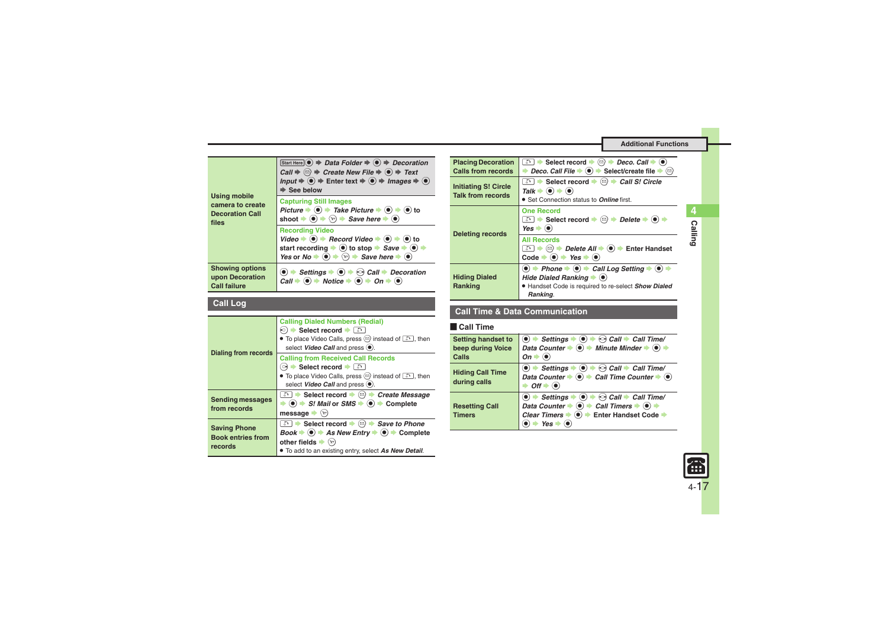| | |
|---|---|
| **Using mobile camera to create Decoration Call files** | Start Here ● ➡ *Data Folder* ➡ ● ➡ *Decoration Call* ➡ ✉ ➡ *Create New File* ➡ ● ➡ *Text Input* ➡ ● ➡ Enter text ➡ ● ➡ *Images* ➡ ● ➡ See below |
| | **Capturing Still Images**<br>*Picture* ➡ ● ➡ *Take Picture* ➡ ● ➡ ● to shoot ➡ ● ➡ ☞ ➡ *Save here* ➡ ● |
| | **Recording Video**<br>*Video* ➡ ● ➡ *Record Video* ➡ ● ➡ ● to start recording ➡ ● to stop ➡ *Save* ➡ ● ➡ *Yes* or *No* ➡ ● ➡ ☞ ➡ *Save here* ➡ ● |
| **Showing options upon Decoration Call failure** | ● ➡ *Settings* ➡ ● ➡ ⊙ *Call* ➡ *Decoration Call* ➡ ● ➡ *Notice* ➡ ● ➡ *On* ➡ ● |

## Call Log

| | |
|---|---|
| **Dialing from records** | **Calling Dialed Numbers (Redial)**<br>⊙ ➡ Select record ➡ ☎<br>• To place Video Calls, press ✉ instead of ☎, then select *Video Call* and press ●. |
| | **Calling from Received Call Records**<br>⊙ ➡ Select record ➡ ☎<br>• To place Video Calls, press ✉ instead of ☎, then select *Video Call* and press ●. |
| **Sending messages from records** | ☎ ➡ Select record ➡ ✉ ➡ *Create Message* ➡ ● ➡ *S! Mail* or *SMS* ➡ ● ➡ Complete message ➡ ☞ |
| **Saving Phone Book entries from records** | ☎ ➡ Select record ➡ ✉ ➡ *Save to Phone Book* ➡ ● ➡ *As New Entry* ➡ ● ➡ Complete other fields ➡ ☞<br>• To add to an existing entry, select *As New Detail*. |
| **Placing Decoration Calls from records** | ☎ ➡ Select record ➡ ✉ ➡ *Deco. Call* ➡ ● ➡ *Deco. Call File* ➡ ● ➡ Select/create file ➡ ✉ |
| **Initiating S! Circle Talk from records** | ☎ ➡ Select record ➡ ✉ ➡ *Call S! Circle Talk* ➡ ● ➡ ●<br>• Set Connection status to *Online* first. |
| **Deleting records** | **One Record**<br>☎ ➡ Select record ➡ ✉ ➡ *Delete* ➡ ● ➡ *Yes* ➡ ● |
| | **All Records**<br>☎ ➡ ✉ ➡ *Delete All* ➡ ● ➡ Enter Handset Code ➡ ● ➡ *Yes* ➡ ● |
| **Hiding Dialed Ranking** | ● ➡ *Phone* ➡ ● ➡ *Call Log Setting* ➡ ● ➡ *Hide Dialed Ranking* ➡ ●<br>• Handset Code is required to re-select *Show Dialed Ranking*. |

## Call Time & Data Communication

### Call Time

| | |
|---|---|
| **Setting handset to beep during Voice Calls** | ● ➡ *Settings* ➡ ● ➡ ⊙ *Call* ➡ *Call Time/ Data Counter* ➡ ● ➡ *Minute Minder* ➡ ● ➡ *On* ➡ ● |
| **Hiding Call Time during calls** | ● ➡ *Settings* ➡ ● ➡ ⊙ *Call* ➡ *Call Time/ Data Counter* ➡ ● ➡ *Call Time Counter* ➡ ● ➡ *Off* ➡ ● |
| **Resetting Call Timers** | ● ➡ *Settings* ➡ ● ➡ ⊙ *Call* ➡ *Call Time/ Data Counter* ➡ ● ➡ *Call Timers* ➡ ● ➡ *Clear Timers* ➡ ● ➡ Enter Handset Code ➡ ● ➡ *Yes* ➡ ● |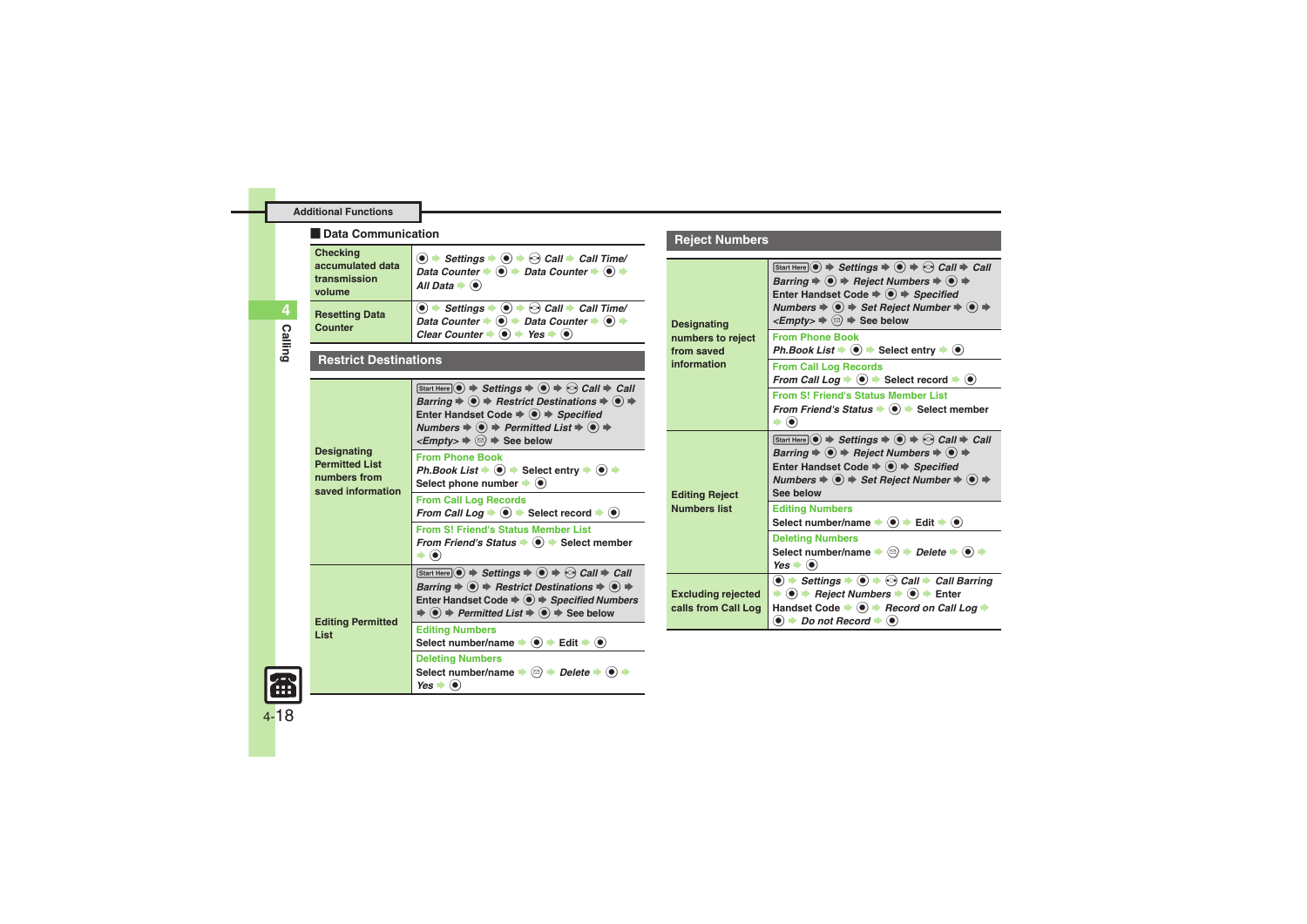## Data Communication

| | |
|---|---|
| **Checking accumulated data transmission volume** | ◉ ➡ *Settings* ➡ ◉ ➡ ⊙ *Call* ➡ *Call Time/ Data Counter* ➡ ◉ ➡ *Data Counter* ➡ ◉ ➡ *All Data* ➡ ◉ |
| **Resetting Data Counter** | ◉ ➡ *Settings* ➡ ◉ ➡ ⊙ *Call* ➡ *Call Time/ Data Counter* ➡ ◉ ➡ *Data Counter* ➡ ◉ ➡ *Clear Counter* ➡ ◉ ➡ *Yes* ➡ ◉ |

## Restrict Destinations

| | |
|---|---|
| **Designating Permitted List numbers from saved information** | Start Here ◉ ➡ *Settings* ➡ ◉ ➡ ⊙ *Call* ➡ *Call Barring* ➡ ◉ ➡ *Restrict Destinations* ➡ ◉ ➡ Enter Handset Code ➡ ◉ ➡ *Specified Numbers* ➡ ◉ ➡ *Permitted List* ➡ ◉ ➡ *<Empty>* ➡ ⊜ ➡ See below |
| | **From Phone Book**<br>*Ph.Book List* ➡ ◉ ➡ Select entry ➡ ◉ ➡ Select phone number ➡ ◉ |
| | **From Call Log Records**<br>*From Call Log* ➡ ◉ ➡ Select record ➡ ◉ |
| | **From S! Friend's Status Member List**<br>*From Friend's Status* ➡ ◉ ➡ Select member ➡ ◉ |
| **Editing Permitted List** | Start Here ◉ ➡ *Settings* ➡ ◉ ➡ ⊙ *Call* ➡ *Call Barring* ➡ ◉ ➡ *Restrict Destinations* ➡ ◉ ➡ Enter Handset Code ➡ ◉ ➡ *Specified Numbers* ➡ ◉ ➡ *Permitted List* ➡ ◉ ➡ See below |
| | **Editing Numbers**<br>Select number/name ➡ ◉ ➡ Edit ➡ ◉ |
| | **Deleting Numbers**<br>Select number/name ➡ ⊜ ➡ *Delete* ➡ ◉ ➡ *Yes* ➡ ◉ |

## Reject Numbers

| | |
|---|---|
| **Designating numbers to reject from saved information** | Start Here ◉ ➡ *Settings* ➡ ◉ ➡ ⊙ *Call* ➡ *Call Barring* ➡ ◉ ➡ *Reject Numbers* ➡ ◉ ➡ Enter Handset Code ➡ ◉ ➡ *Specified Numbers* ➡ ◉ ➡ *Set Reject Number* ➡ ◉ ➡ *<Empty>* ➡ ⊜ ➡ See below |
| | **From Phone Book**<br>*Ph.Book List* ➡ ◉ ➡ Select entry ➡ ◉ |
| | **From Call Log Records**<br>*From Call Log* ➡ ◉ ➡ Select record ➡ ◉ |
| | **From S! Friend's Status Member List**<br>*From Friend's Status* ➡ ◉ ➡ Select member ➡ ◉ |
| **Editing Reject Numbers list** | Start Here ◉ ➡ *Settings* ➡ ◉ ➡ ⊙ *Call* ➡ *Call Barring* ➡ ◉ ➡ *Reject Numbers* ➡ ◉ ➡ Enter Handset Code ➡ ◉ ➡ *Specified Numbers* ➡ ◉ ➡ *Set Reject Number* ➡ ◉ ➡ See below |
| | **Editing Numbers**<br>Select number/name ➡ ◉ ➡ Edit ➡ ◉ |
| | **Deleting Numbers**<br>Select number/name ➡ ⊜ ➡ *Delete* ➡ ◉ ➡ *Yes* ➡ ◉ |
| **Excluding rejected calls from Call Log** | ◉ ➡ *Settings* ➡ ◉ ➡ ⊙ *Call* ➡ *Call Barring* ➡ ◉ ➡ *Reject Numbers* ➡ ◉ ➡ Enter Handset Code ➡ ◉ ➡ *Record on Call Log* ➡ ◉ ➡ *Do not Record* ➡ ◉ |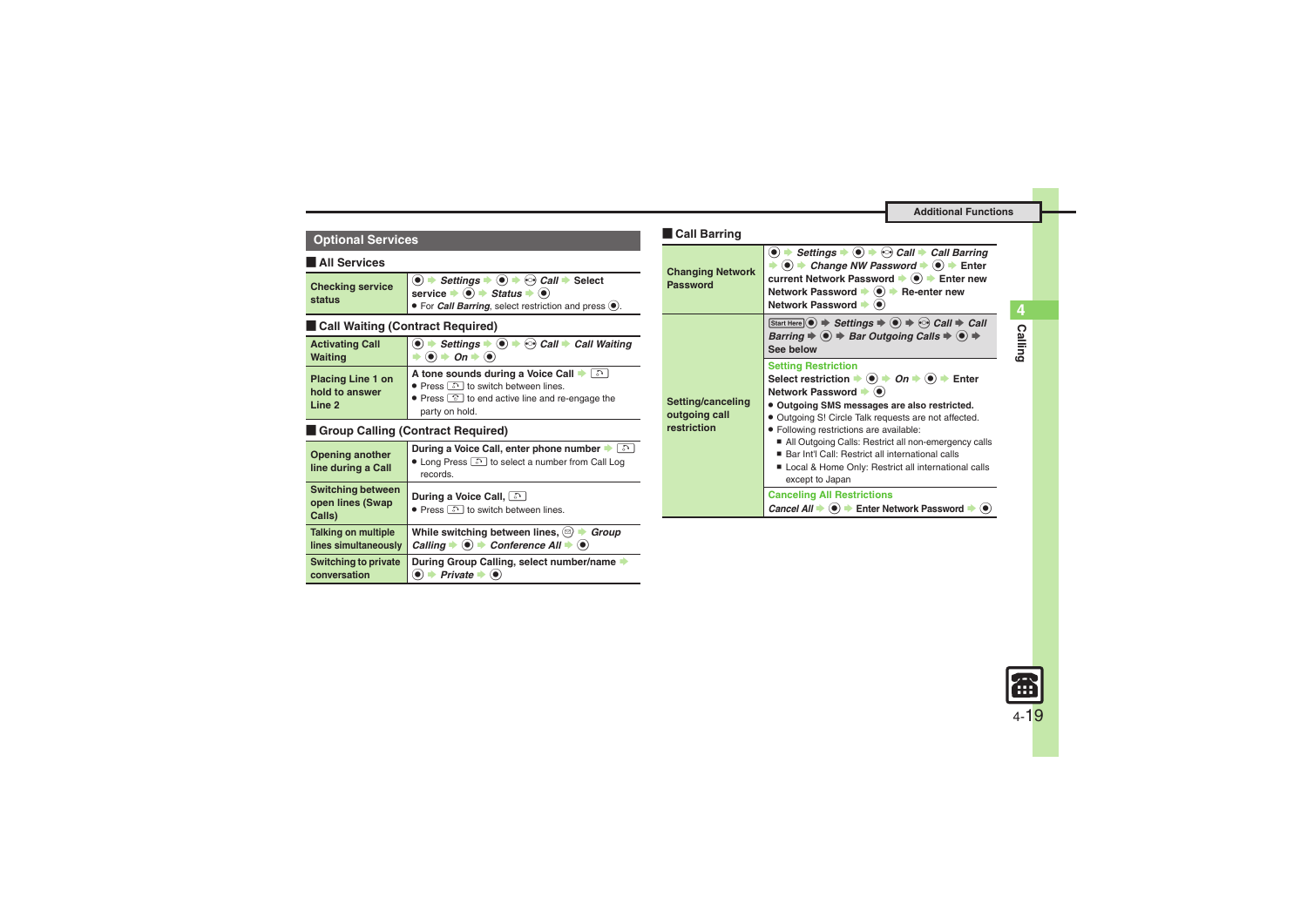## Optional Services

### All Services

| | |
|---|---|
| **Checking service status** | ◉ ➡ *Settings* ➡ ◉ ➡ Call ➡ Select service ➡ ◉ ➡ *Status* ➡ ◉<br>● For *Call Barring*, select restriction and press ◉. |

### Call Waiting (Contract Required)

| | |
|---|---|
| **Activating Call Waiting** | ◉ ➡ *Settings* ➡ ◉ ➡ Call ➡ *Call Waiting* ➡ ◉ ➡ *On* ➡ ◉ |
| **Placing Line 1 on hold to answer Line 2** | A tone sounds during a Voice Call ➡ <br>● Press  to switch between lines.<br>● Press  to end active line and re-engage the party on hold. |

### Group Calling (Contract Required)

| | |
|---|---|
| **Opening another line during a Call** | During a Voice Call, enter phone number ➡ <br>● Long Press  to select a number from Call Log records. |
| **Switching between open lines (Swap Calls)** | During a Voice Call, <br>● Press  to switch between lines. |
| **Talking on multiple lines simultaneously** | While switching between lines,  ➡ *Group Calling* ➡ ◉ ➡ *Conference All* ➡ ◉ |
| **Switching to private conversation** | During Group Calling, select number/name ➡ ◉ ➡ *Private* ➡ ◉ |

### Call Barring

| | |
|---|---|
| **Changing Network Password** | ◉ ➡ *Settings* ➡ ◉ ➡ Call ➡ *Call Barring* ➡ ◉ ➡ *Change NW Password* ➡ ◉ ➡ Enter current Network Password ➡ ◉ ➡ Enter new Network Password ➡ ◉ ➡ Re-enter new Network Password ➡ ◉ |
| **Setting/canceling outgoing call restriction** | Start Here ◉ ➡ *Settings* ➡ ◉ ➡ Call ➡ *Call Barring* ➡ ◉ ➡ *Bar Outgoing Calls* ➡ ◉ ➡ See below<br>**Setting Restriction**<br>Select restriction ➡ ◉ ➡ *On* ➡ ◉ ➡ Enter Network Password ➡ ◉<br>● **Outgoing SMS messages are also restricted.**<br>● Outgoing S! Circle Talk requests are not affected.<br>● Following restrictions are available:<br>■ All Outgoing Calls: Restrict all non-emergency calls<br>■ Bar Int'l Call: Restrict all international calls<br>■ Local & Home Only: Restrict all international calls except to Japan<br>**Canceling All Restrictions**<br>*Cancel All* ➡ ◉ ➡ Enter Network Password ➡ ◉ |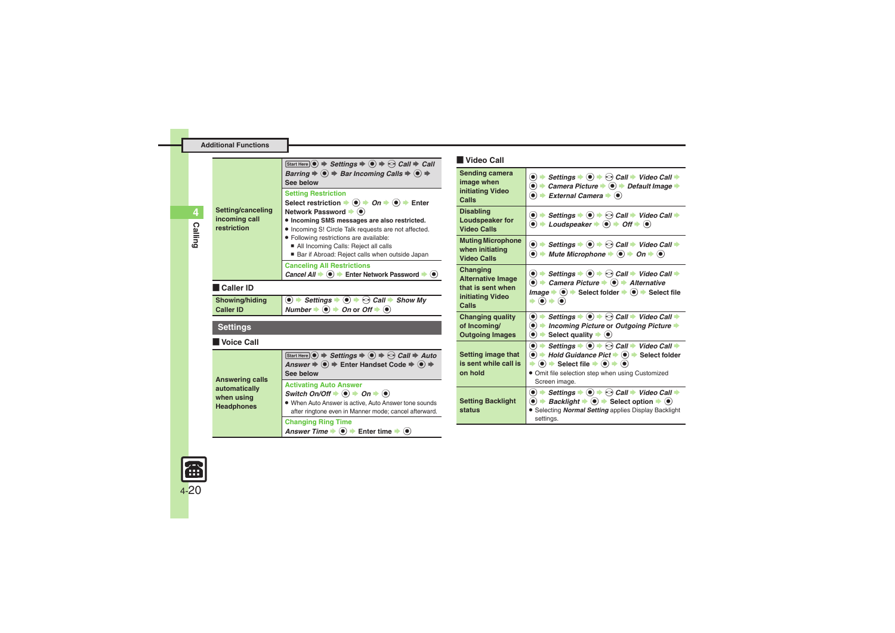| | |
|---|---|
| Setting/canceling incoming call restriction | Start Here ● ➡ *Settings* ➡ ● ➡ ⊙ *Call* ➡ *Call Barring* ➡ ● ➡ *Bar Incoming Calls* ➡ ● ➡ See below<br>**Setting Restriction**<br>Select restriction ➡ ● ➡ *On* ➡ ● ➡ Enter Network Password ➡ ●<br>● **Incoming SMS messages are also restricted.**<br>● Incoming S! Circle Talk requests are not affected.<br>● Following restrictions are available:<br>■ All Incoming Calls: Reject all calls<br>■ Bar if Abroad: Reject calls when outside Japan<br>**Canceling All Restrictions**<br>*Cancel All* ➡ ● ➡ Enter Network Password ➡ ● |

## Caller ID

| | |
|---|---|
| Showing/hiding Caller ID | ● ➡ *Settings* ➡ ● ➡ ⊙ *Call* ➡ *Show My Number* ➡ ● ➡ *On* or *Off* ➡ ● |

## Settings

### Voice Call

| | |
|---|---|
| Answering calls automatically when using Headphones | Start Here ● ➡ *Settings* ➡ ● ➡ ⊙ *Call* ➡ *Auto Answer* ➡ ● ➡ Enter Handset Code ➡ ● ➡ See below<br>**Activating Auto Answer**<br>*Switch On/Off* ➡ ● ➡ *On* ➡ ●<br>● When Auto Answer is active, Auto Answer tone sounds after ringtone even in Manner mode; cancel afterward.<br>**Changing Ring Time**<br>*Answer Time* ➡ ● ➡ Enter time ➡ ● |

### Video Call

| | |
|---|---|
| Sending camera image when initiating Video Calls | ● ➡ *Settings* ➡ ● ➡ ⊙ *Call* ➡ *Video Call* ➡ ● ➡ *Camera Picture* ➡ ● ➡ *Default Image* ➡ ● ➡ *External Camera* ➡ ● |
| Disabling Loudspeaker for Video Calls | ● ➡ *Settings* ➡ ● ➡ ⊙ *Call* ➡ *Video Call* ➡ ● ➡ *Loudspeaker* ➡ ● ➡ *Off* ➡ ● |
| Muting Microphone when initiating Video Calls | ● ➡ *Settings* ➡ ● ➡ ⊙ *Call* ➡ *Video Call* ➡ ● ➡ *Mute Microphone* ➡ ● ➡ *On* ➡ ● |
| Changing Alternative Image that is sent when initiating Video Calls | ● ➡ *Settings* ➡ ● ➡ ⊙ *Call* ➡ *Video Call* ➡ ● ➡ *Camera Picture* ➡ ● ➡ *Alternative Image* ➡ ● ➡ Select folder ➡ ● ➡ Select file ➡ ● ➡ ● |
| Changing quality of Incoming/ Outgoing Images | ● ➡ *Settings* ➡ ● ➡ ⊙ *Call* ➡ *Video Call* ➡ ● ➡ *Incoming Picture* or *Outgoing Picture* ➡ ● ➡ Select quality ➡ ● |
| Setting image that is sent while call is on hold | ● ➡ *Settings* ➡ ● ➡ ⊙ *Call* ➡ *Video Call* ➡ ● ➡ *Hold Guidance Pict* ➡ ● ➡ Select folder ➡ ● ➡ Select file ➡ ● ➡ ●<br>● Omit file selection step when using Customized Screen image. |
| Setting Backlight status | ● ➡ *Settings* ➡ ● ➡ ⊙ *Call* ➡ *Video Call* ➡ ● ➡ *Backlight* ➡ ● ➡ Select option ➡ ●<br>● Selecting ***Normal Setting*** applies Display Backlight settings. |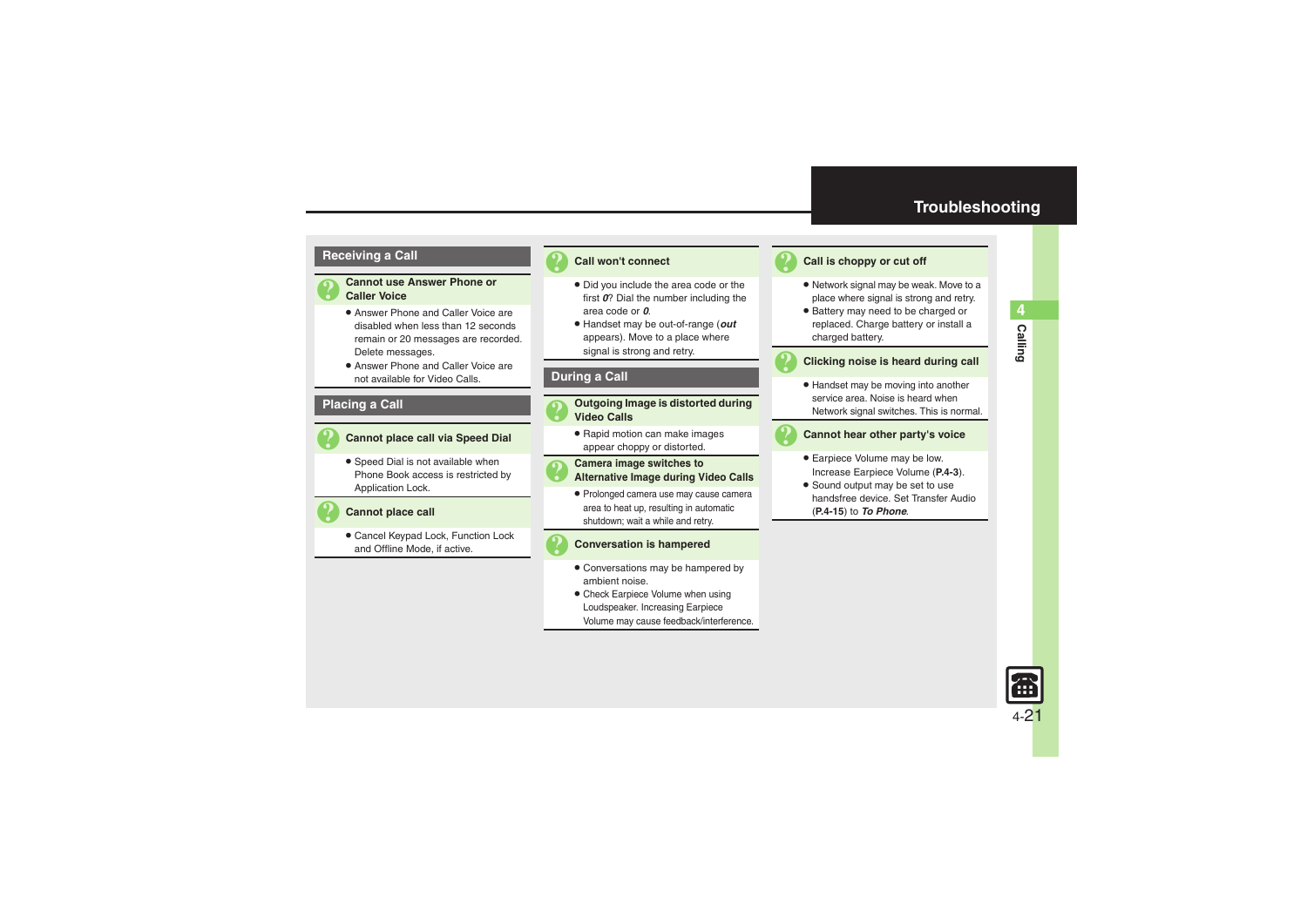# Troubleshooting

## Receiving a Call

### Cannot use Answer Phone or Caller Voice

- Answer Phone and Caller Voice are disabled when less than 12 seconds remain or 20 messages are recorded. Delete messages.
- Answer Phone and Caller Voice are not available for Video Calls.

## Placing a Call

### Cannot place call via Speed Dial

- Speed Dial is not available when Phone Book access is restricted by Application Lock.

### Cannot place call

- Cancel Keypad Lock, Function Lock and Offline Mode, if active.

### Call won't connect

- Did you include the area code or the first ***0***? Dial the number including the area code or ***0***.
- Handset may be out-of-range (***out*** appears). Move to a place where signal is strong and retry.

## During a Call

### Outgoing Image is distorted during Video Calls

- Rapid motion can make images appear choppy or distorted.

### Camera image switches to Alternative Image during Video Calls

- Prolonged camera use may cause camera area to heat up, resulting in automatic shutdown; wait a while and retry.

### Conversation is hampered

- Conversations may be hampered by ambient noise.
- Check Earpiece Volume when using Loudspeaker. Increasing Earpiece Volume may cause feedback/interference.

### Call is choppy or cut off

- Network signal may be weak. Move to a place where signal is strong and retry.
- Battery may need to be charged or replaced. Charge battery or install a charged battery.

### Clicking noise is heard during call

- Handset may be moving into another service area. Noise is heard when Network signal switches. This is normal.

### Cannot hear other party's voice

- Earpiece Volume may be low. Increase Earpiece Volume (**P.4-3**).
- Sound output may be set to use handsfree device. Set Transfer Audio (**P.4-15**) to ***To Phone***.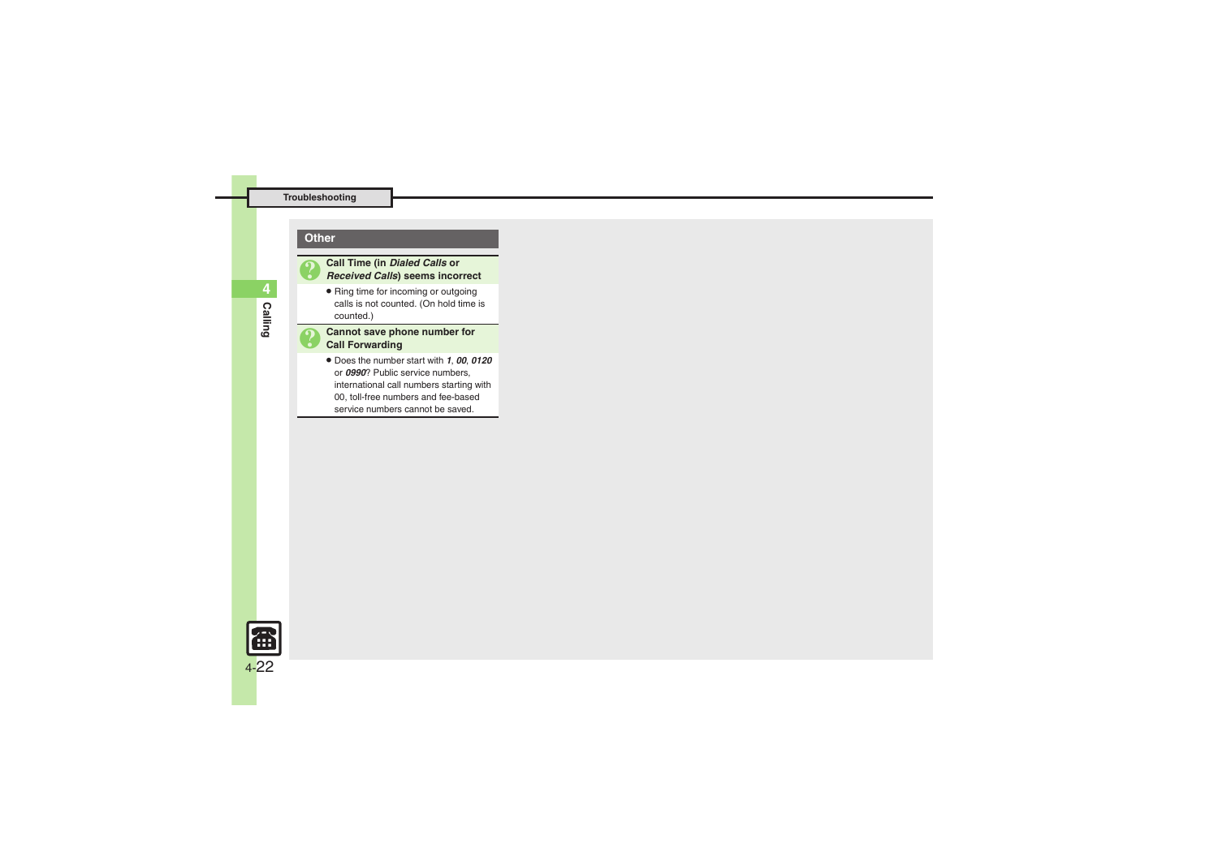## Other

**Call Time (in *Dialed Calls* or *Received Calls*) seems incorrect**

- Ring time for incoming or outgoing calls is not counted. (On hold time is counted.)

**Cannot save phone number for Call Forwarding**

- Does the number start with ***1***, ***00***, ***0120*** or ***0990***? Public service numbers, international call numbers starting with 00, toll-free numbers and fee-based service numbers cannot be saved.